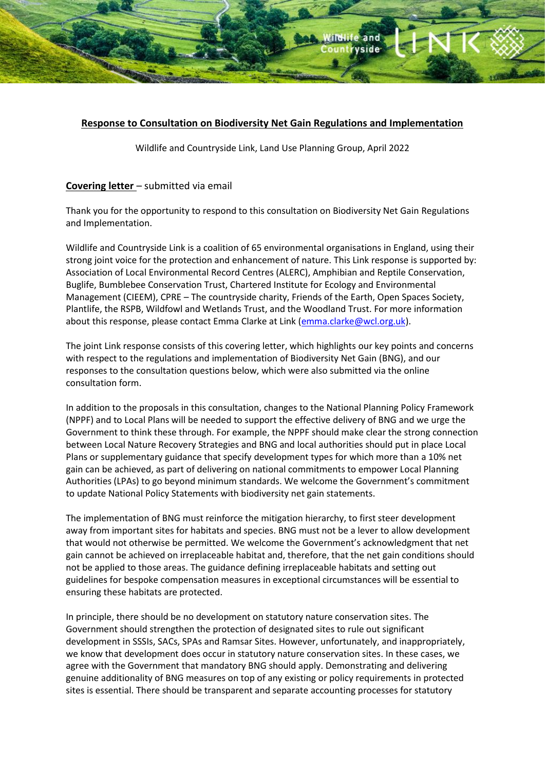**Response to Consultation on Biodiversity Net Gain Regulations and Implementation**

Wildlife and Countryside Link, Land Use Planning Group, April 2022

**Covering letter** – submitted via email

Thank you for the opportunity to respond to this consultation on Biodiversity Net Gain Regulations and Implementation.

Wildlife and Countryside Link is a coalition of 65 environmental organisations in England, using their strong joint voice for the protection and enhancement of nature. This Link response is supported by: Association of Local Environmental Record Centres (ALERC), Amphibian and Reptile Conservation, Buglife, Bumblebee Conservation Trust, Chartered Institute for Ecology and Environmental Management (CIEEM), CPRE – The countryside charity, Friends of the Earth, Open Spaces Society, Plantlife, the RSPB, Wildfowl and Wetlands Trust, and the Woodland Trust. For more information about this response, please contact Emma Clarke at Link (emma.clarke@wcl.org.uk).

The joint Link response consists of this covering letter, which highlights our key points and concerns with respect to the regulations and implementation of Biodiversity Net Gain (BNG), and our responses to the consultation questions below, which were also submitted via the online consultation form.

In addition to the proposals in this consultation, changes to the National Planning Policy Framework (NPPF) and to Local Plans will be needed to support the effective delivery of BNG and we urge the Government to think these through. For example, the NPPF should make clear the strong connection between Local Nature Recovery Strategies and BNG and local authorities should put in place Local Plans or supplementary guidance that specify development types for which more than a 10% net gain can be achieved, as part of delivering on national commitments to empower Local Planning Authorities (LPAs) to go beyond minimum standards. We welcome the Government's commitment to update National Policy Statements with biodiversity net gain statements.

The implementation of BNG must reinforce the mitigation hierarchy, to first steer development away from important sites for habitats and species. BNG must not be a lever to allow development that would not otherwise be permitted. We welcome the Government's acknowledgment that net gain cannot be achieved on irreplaceable habitat and, therefore, that the net gain conditions should not be applied to those areas. The guidance defining irreplaceable habitats and setting out guidelines for bespoke compensation measures in exceptional circumstances will be essential to ensuring these habitats are protected.

In principle, there should be no development on statutory nature conservation sites. The Government should strengthen the protection of designated sites to rule out significant development in SSSIs, SACs, SPAs and Ramsar Sites. However, unfortunately, and inappropriately, we know that development does occur in statutory nature conservation sites. In these cases, we agree with the Government that mandatory BNG should apply. Demonstrating and delivering genuine additionality of BNG measures on top of any existing or policy requirements in protected sites is essential. There should be transparent and separate accounting processes for statutory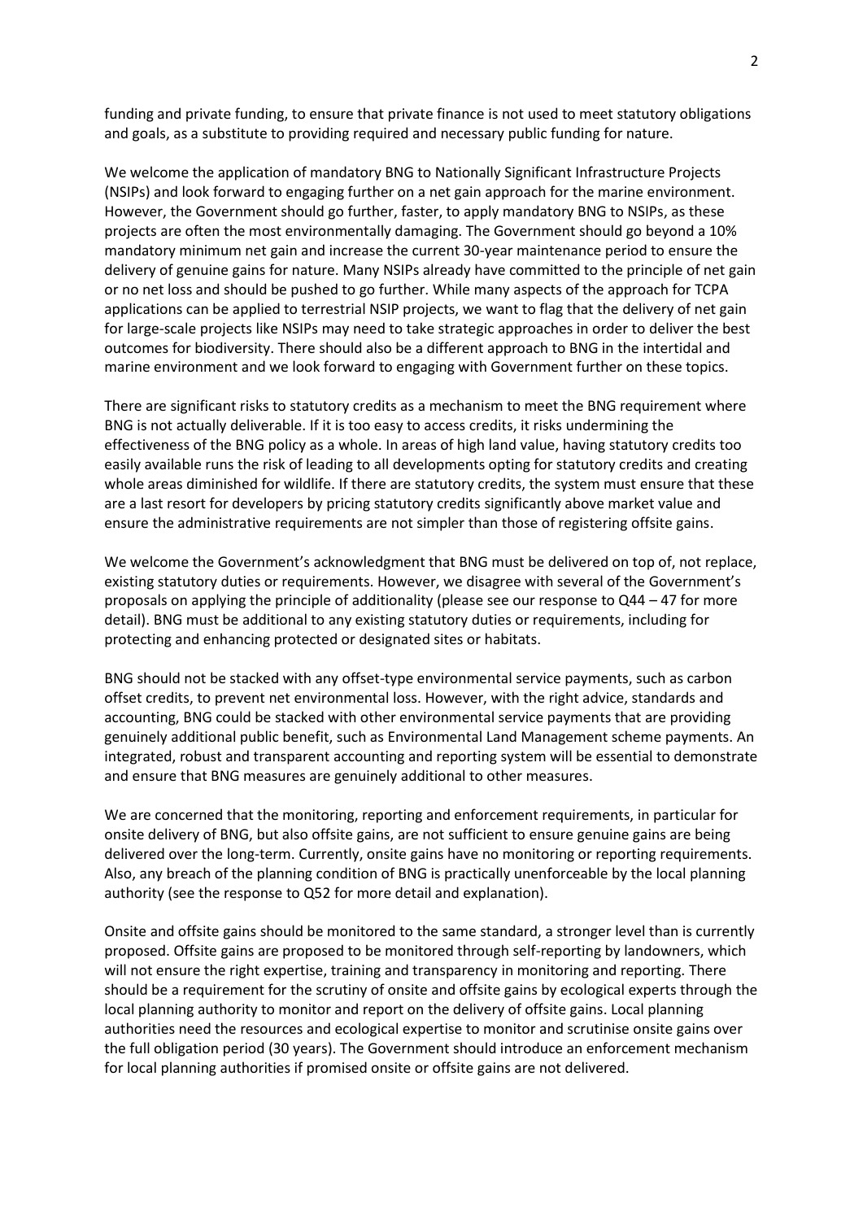funding and private funding, to ensure that private finance is not used to meet statutory obligations and goals, as a substitute to providing required and necessary public funding for nature.

We welcome the application of mandatory BNG to Nationally Significant Infrastructure Projects (NSIPs) and look forward to engaging further on a net gain approach for the marine environment. However, the Government should go further, faster, to apply mandatory BNG to NSIPs, as these projects are often the most environmentally damaging. The Government should go beyond a 10% mandatory minimum net gain and increase the current 30-year maintenance period to ensure the delivery of genuine gains for nature. Many NSIPs already have committed to the principle of net gain or no net loss and should be pushed to go further. While many aspects of the approach for TCPA applications can be applied to terrestrial NSIP projects, we want to flag that the delivery of net gain for large-scale projects like NSIPs may need to take strategic approaches in order to deliver the best outcomes for biodiversity. There should also be a different approach to BNG in the intertidal and marine environment and we look forward to engaging with Government further on these topics.

There are significant risks to statutory credits as a mechanism to meet the BNG requirement where BNG is not actually deliverable. If it is too easy to access credits, it risks undermining the effectiveness of the BNG policy as a whole. In areas of high land value, having statutory credits too easily available runs the risk of leading to all developments opting for statutory credits and creating whole areas diminished for wildlife. If there are statutory credits, the system must ensure that these are a last resort for developers by pricing statutory credits significantly above market value and ensure the administrative requirements are not simpler than those of registering offsite gains.

We welcome the Government's acknowledgment that BNG must be delivered on top of, not replace, existing statutory duties or requirements. However, we disagree with several of the Government's proposals on applying the principle of additionality (please see our response to Q44 – 47 for more detail). BNG must be additional to any existing statutory duties or requirements, including for protecting and enhancing protected or designated sites or habitats.

BNG should not be stacked with any offset-type environmental service payments, such as carbon offset credits, to prevent net environmental loss. However, with the right advice, standards and accounting, BNG could be stacked with other environmental service payments that are providing genuinely additional public benefit, such as Environmental Land Management scheme payments. An integrated, robust and transparent accounting and reporting system will be essential to demonstrate and ensure that BNG measures are genuinely additional to other measures.

We are concerned that the monitoring, reporting and enforcement requirements, in particular for onsite delivery of BNG, but also offsite gains, are not sufficient to ensure genuine gains are being delivered over the long-term. Currently, onsite gains have no monitoring or reporting requirements. Also, any breach of the planning condition of BNG is practically unenforceable by the local planning authority (see the response to Q52 for more detail and explanation).

Onsite and offsite gains should be monitored to the same standard, a stronger level than is currently proposed. Offsite gains are proposed to be monitored through self-reporting by landowners, which will not ensure the right expertise, training and transparency in monitoring and reporting. There should be a requirement for the scrutiny of onsite and offsite gains by ecological experts through the local planning authority to monitor and report on the delivery of offsite gains. Local planning authorities need the resources and ecological expertise to monitor and scrutinise onsite gains over the full obligation period (30 years). The Government should introduce an enforcement mechanism for local planning authorities if promised onsite or offsite gains are not delivered.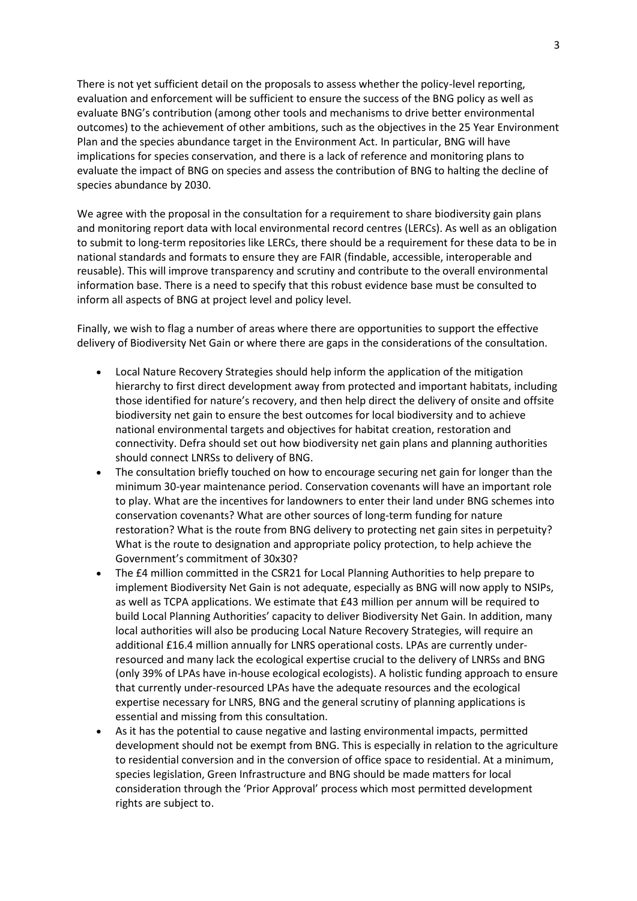There is not yet sufficient detail on the proposals to assess whether the policy-level reporting, evaluation and enforcement will be sufficient to ensure the success of the BNG policy as well as evaluate BNG's contribution (among other tools and mechanisms to drive better environmental outcomes) to the achievement of other ambitions, such as the objectives in the 25 Year Environment Plan and the species abundance target in the Environment Act. In particular, BNG will have implications for species conservation, and there is a lack of reference and monitoring plans to evaluate the impact of BNG on species and assess the contribution of BNG to halting the decline of species abundance by 2030.

We agree with the proposal in the consultation for a requirement to share biodiversity gain plans and monitoring report data with local environmental record centres (LERCs). As well as an obligation to submit to long-term repositories like LERCs, there should be a requirement for these data to be in national standards and formats to ensure they are FAIR (findable, accessible, interoperable and reusable). This will improve transparency and scrutiny and contribute to the overall environmental information base. There is a need to specify that this robust evidence base must be consulted to inform all aspects of BNG at project level and policy level.

Finally, we wish to flag a number of areas where there are opportunities to support the effective delivery of Biodiversity Net Gain or where there are gaps in the considerations of the consultation.

- Local Nature Recovery Strategies should help inform the application of the mitigation hierarchy to first direct development away from protected and important habitats, including those identified for nature's recovery, and then help direct the delivery of onsite and offsite biodiversity net gain to ensure the best outcomes for local biodiversity and to achieve national environmental targets and objectives for habitat creation, restoration and connectivity. Defra should set out how biodiversity net gain plans and planning authorities should connect LNRSs to delivery of BNG.
- The consultation briefly touched on how to encourage securing net gain for longer than the minimum 30-year maintenance period. Conservation covenants will have an important role to play. What are the incentives for landowners to enter their land under BNG schemes into conservation covenants? What are other sources of long-term funding for nature restoration? What is the route from BNG delivery to protecting net gain sites in perpetuity? What is the route to designation and appropriate policy protection, to help achieve the Government's commitment of 30x30?
- The £4 million committed in the CSR21 for Local Planning Authorities to help prepare to implement Biodiversity Net Gain is not adequate, especially as BNG will now apply to NSIPs, as well as TCPA applications. We estimate that £43 million per annum will be required to build Local Planning Authorities' capacity to deliver Biodiversity Net Gain. In addition, many local authorities will also be producing Local Nature Recovery Strategies, will require an additional £16.4 million annually for LNRS operational costs. LPAs are currently under-resourced and many lack the ecological expertise crucial to the delivery of LNRSs and BNG (only 39% of LPAs have in-house ecological ecologists). A holistic funding approach to ensure that currently under-resourced LPAs have the adequate resources and the ecological expertise necessary for LNRS, BNG and the general scrutiny of planning applications is essential and missing from this consultation.
- As it has the potential to cause negative and lasting environmental impacts, permitted development should not be exempt from BNG. This is especially in relation to the agriculture to residential conversion and in the conversion of office space to residential. At a minimum, species legislation, Green Infrastructure and BNG should be made matters for local consideration through the 'Prior Approval' process which most permitted development rights are subject to.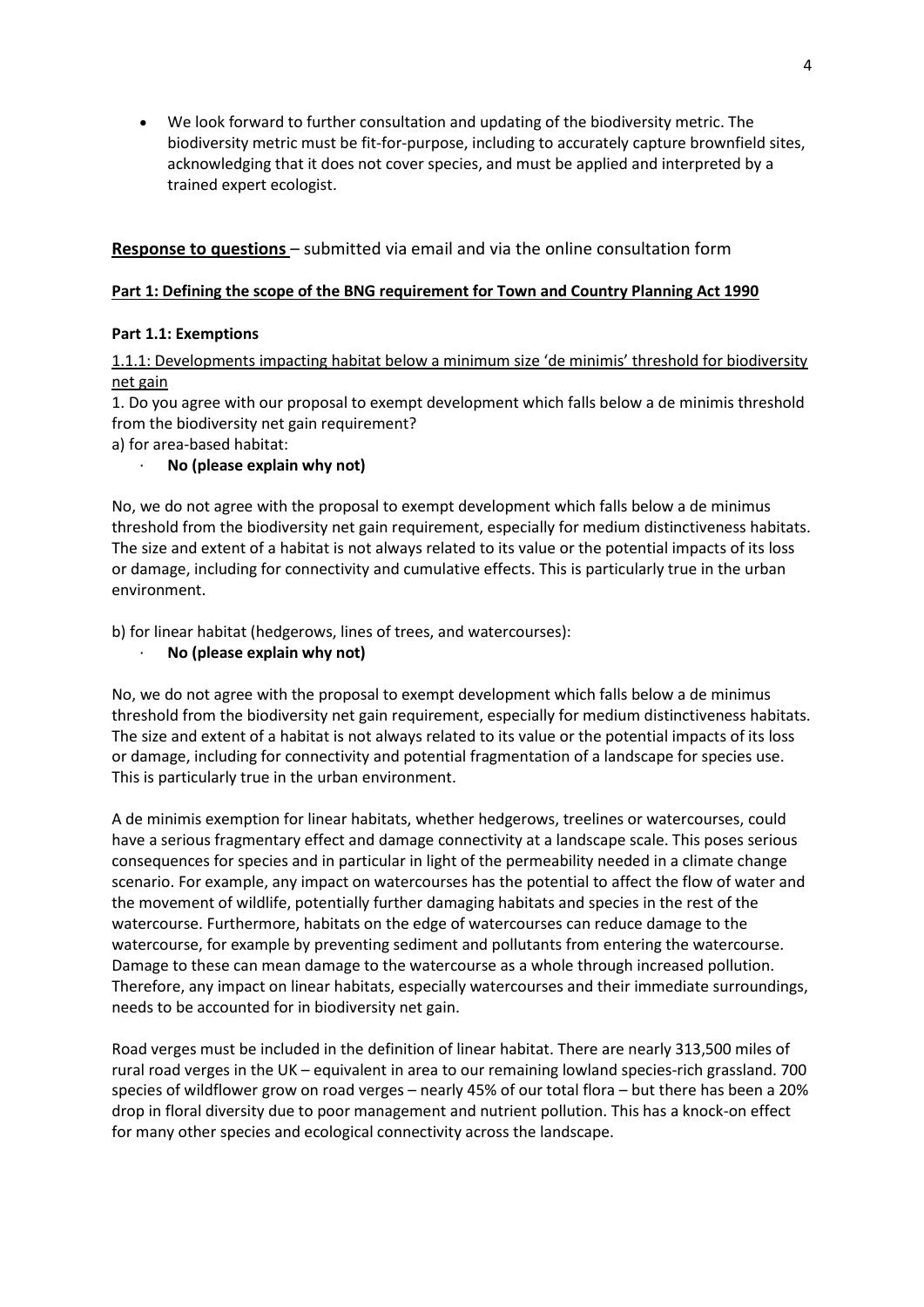- We look forward to further consultation and updating of the biodiversity metric. The biodiversity metric must be fit-for-purpose, including to accurately capture brownfield sites, acknowledging that it does not cover species, and must be applied and interpreted by a trained expert ecologist.

**Response to questions** – submitted via email and via the online consultation form

**Part 1: Defining the scope of the BNG requirement for Town and Country Planning Act 1990**

**Part 1.1: Exemptions**

1.1.1: Developments impacting habitat below a minimum size 'de minimis' threshold for biodiversity net gain

1. Do you agree with our proposal to exempt development which falls below a de minimis threshold from the biodiversity net gain requirement?

a) for area-based habitat:

- **No (please explain why not)**

No, we do not agree with the proposal to exempt development which falls below a de minimus threshold from the biodiversity net gain requirement, especially for medium distinctiveness habitats. The size and extent of a habitat is not always related to its value or the potential impacts of its loss or damage, including for connectivity and cumulative effects. This is particularly true in the urban environment.

b) for linear habitat (hedgerows, lines of trees, and watercourses):

- **No (please explain why not)**

No, we do not agree with the proposal to exempt development which falls below a de minimus threshold from the biodiversity net gain requirement, especially for medium distinctiveness habitats. The size and extent of a habitat is not always related to its value or the potential impacts of its loss or damage, including for connectivity and potential fragmentation of a landscape for species use. This is particularly true in the urban environment.

A de minimis exemption for linear habitats, whether hedgerows, treelines or watercourses, could have a serious fragmentary effect and damage connectivity at a landscape scale. This poses serious consequences for species and in particular in light of the permeability needed in a climate change scenario. For example, any impact on watercourses has the potential to affect the flow of water and the movement of wildlife, potentially further damaging habitats and species in the rest of the watercourse. Furthermore, habitats on the edge of watercourses can reduce damage to the watercourse, for example by preventing sediment and pollutants from entering the watercourse. Damage to these can mean damage to the watercourse as a whole through increased pollution. Therefore, any impact on linear habitats, especially watercourses and their immediate surroundings, needs to be accounted for in biodiversity net gain.

Road verges must be included in the definition of linear habitat. There are nearly 313,500 miles of rural road verges in the UK – equivalent in area to our remaining lowland species-rich grassland. 700 species of wildflower grow on road verges – nearly 45% of our total flora – but there has been a 20% drop in floral diversity due to poor management and nutrient pollution. This has a knock-on effect for many other species and ecological connectivity across the landscape.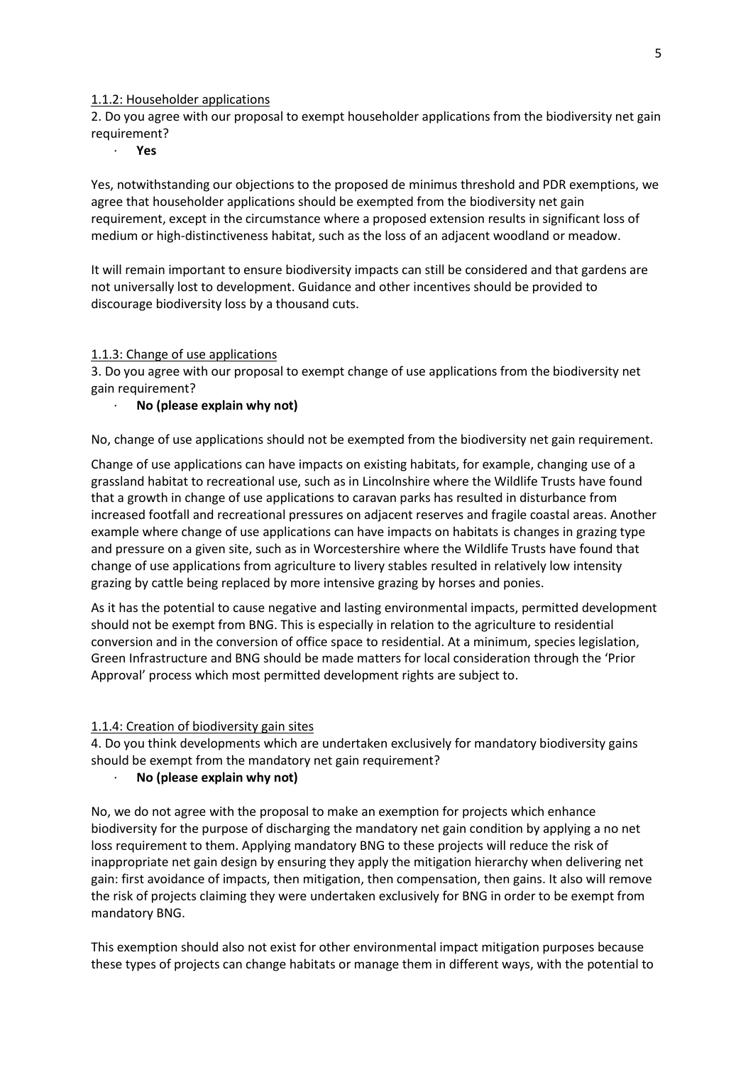1.1.2: Householder applications

2. Do you agree with our proposal to exempt householder applications from the biodiversity net gain requirement?

- **Yes**

Yes, notwithstanding our objections to the proposed de minimus threshold and PDR exemptions, we agree that householder applications should be exempted from the biodiversity net gain requirement, except in the circumstance where a proposed extension results in significant loss of medium or high-distinctiveness habitat, such as the loss of an adjacent woodland or meadow.

It will remain important to ensure biodiversity impacts can still be considered and that gardens are not universally lost to development. Guidance and other incentives should be provided to discourage biodiversity loss by a thousand cuts.

1.1.3: Change of use applications

3. Do you agree with our proposal to exempt change of use applications from the biodiversity net gain requirement?

- **No (please explain why not)**

No, change of use applications should not be exempted from the biodiversity net gain requirement.

Change of use applications can have impacts on existing habitats, for example, changing use of a grassland habitat to recreational use, such as in Lincolnshire where the Wildlife Trusts have found that a growth in change of use applications to caravan parks has resulted in disturbance from increased footfall and recreational pressures on adjacent reserves and fragile coastal areas. Another example where change of use applications can have impacts on habitats is changes in grazing type and pressure on a given site, such as in Worcestershire where the Wildlife Trusts have found that change of use applications from agriculture to livery stables resulted in relatively low intensity grazing by cattle being replaced by more intensive grazing by horses and ponies.

As it has the potential to cause negative and lasting environmental impacts, permitted development should not be exempt from BNG. This is especially in relation to the agriculture to residential conversion and in the conversion of office space to residential. At a minimum, species legislation, Green Infrastructure and BNG should be made matters for local consideration through the 'Prior Approval' process which most permitted development rights are subject to.

1.1.4: Creation of biodiversity gain sites

4. Do you think developments which are undertaken exclusively for mandatory biodiversity gains should be exempt from the mandatory net gain requirement?

- **No (please explain why not)**

No, we do not agree with the proposal to make an exemption for projects which enhance biodiversity for the purpose of discharging the mandatory net gain condition by applying a no net loss requirement to them. Applying mandatory BNG to these projects will reduce the risk of inappropriate net gain design by ensuring they apply the mitigation hierarchy when delivering net gain: first avoidance of impacts, then mitigation, then compensation, then gains. It also will remove the risk of projects claiming they were undertaken exclusively for BNG in order to be exempt from mandatory BNG.

This exemption should also not exist for other environmental impact mitigation purposes because these types of projects can change habitats or manage them in different ways, with the potential to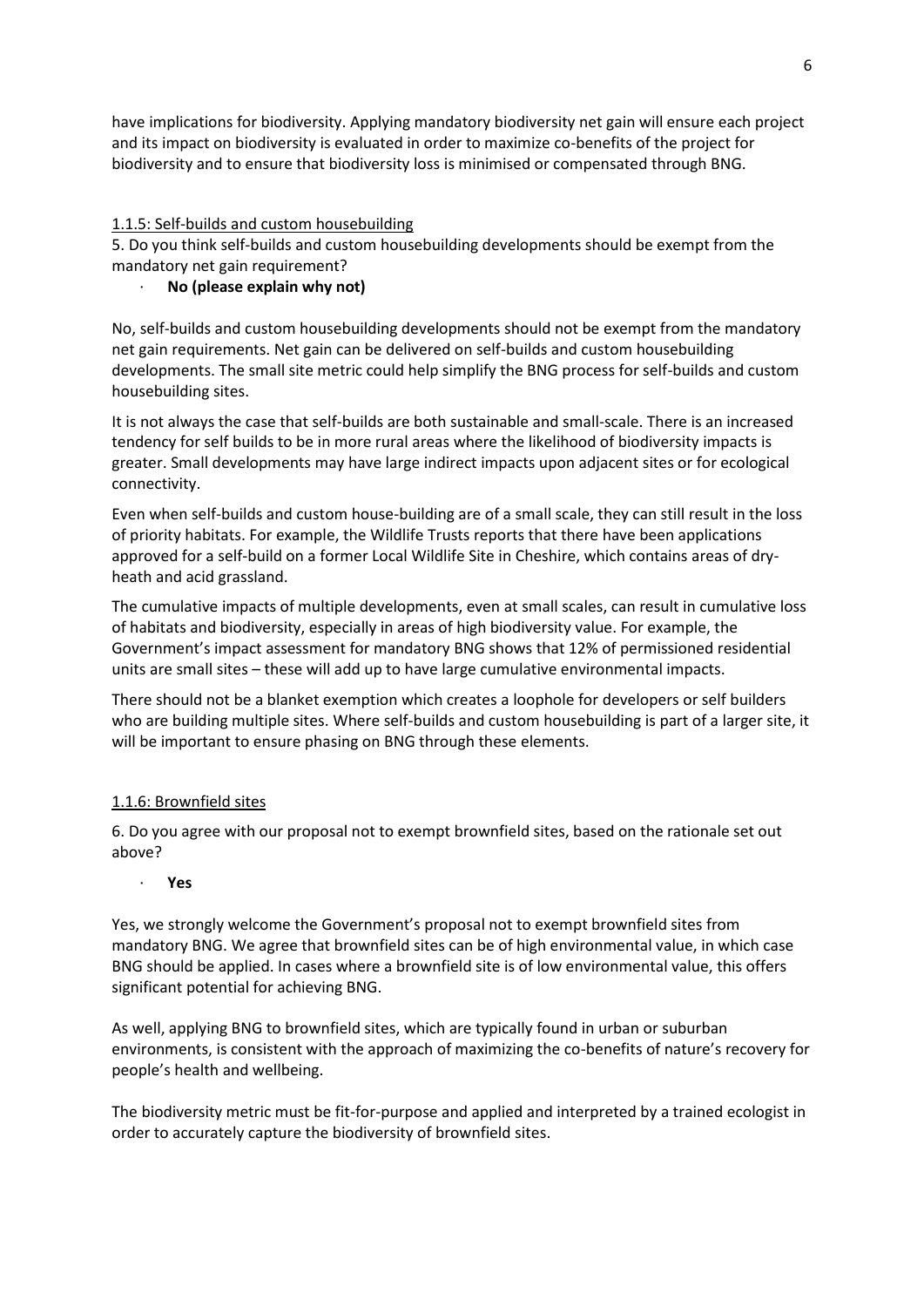have implications for biodiversity. Applying mandatory biodiversity net gain will ensure each project and its impact on biodiversity is evaluated in order to maximize co-benefits of the project for biodiversity and to ensure that biodiversity loss is minimised or compensated through BNG.

1.1.5: Self-builds and custom housebuilding

5. Do you think self-builds and custom housebuilding developments should be exempt from the mandatory net gain requirement?

- **No (please explain why not)**

No, self-builds and custom housebuilding developments should not be exempt from the mandatory net gain requirements. Net gain can be delivered on self-builds and custom housebuilding developments. The small site metric could help simplify the BNG process for self-builds and custom housebuilding sites.

It is not always the case that self-builds are both sustainable and small-scale. There is an increased tendency for self builds to be in more rural areas where the likelihood of biodiversity impacts is greater. Small developments may have large indirect impacts upon adjacent sites or for ecological connectivity.

Even when self-builds and custom house-building are of a small scale, they can still result in the loss of priority habitats. For example, the Wildlife Trusts reports that there have been applications approved for a self-build on a former Local Wildlife Site in Cheshire, which contains areas of dry-heath and acid grassland.

The cumulative impacts of multiple developments, even at small scales, can result in cumulative loss of habitats and biodiversity, especially in areas of high biodiversity value. For example, the Government's impact assessment for mandatory BNG shows that 12% of permissioned residential units are small sites – these will add up to have large cumulative environmental impacts.

There should not be a blanket exemption which creates a loophole for developers or self builders who are building multiple sites. Where self-builds and custom housebuilding is part of a larger site, it will be important to ensure phasing on BNG through these elements.

1.1.6: Brownfield sites

6. Do you agree with our proposal not to exempt brownfield sites, based on the rationale set out above?

- **Yes**

Yes, we strongly welcome the Government's proposal not to exempt brownfield sites from mandatory BNG. We agree that brownfield sites can be of high environmental value, in which case BNG should be applied. In cases where a brownfield site is of low environmental value, this offers significant potential for achieving BNG.

As well, applying BNG to brownfield sites, which are typically found in urban or suburban environments, is consistent with the approach of maximizing the co-benefits of nature's recovery for people's health and wellbeing.

The biodiversity metric must be fit-for-purpose and applied and interpreted by a trained ecologist in order to accurately capture the biodiversity of brownfield sites.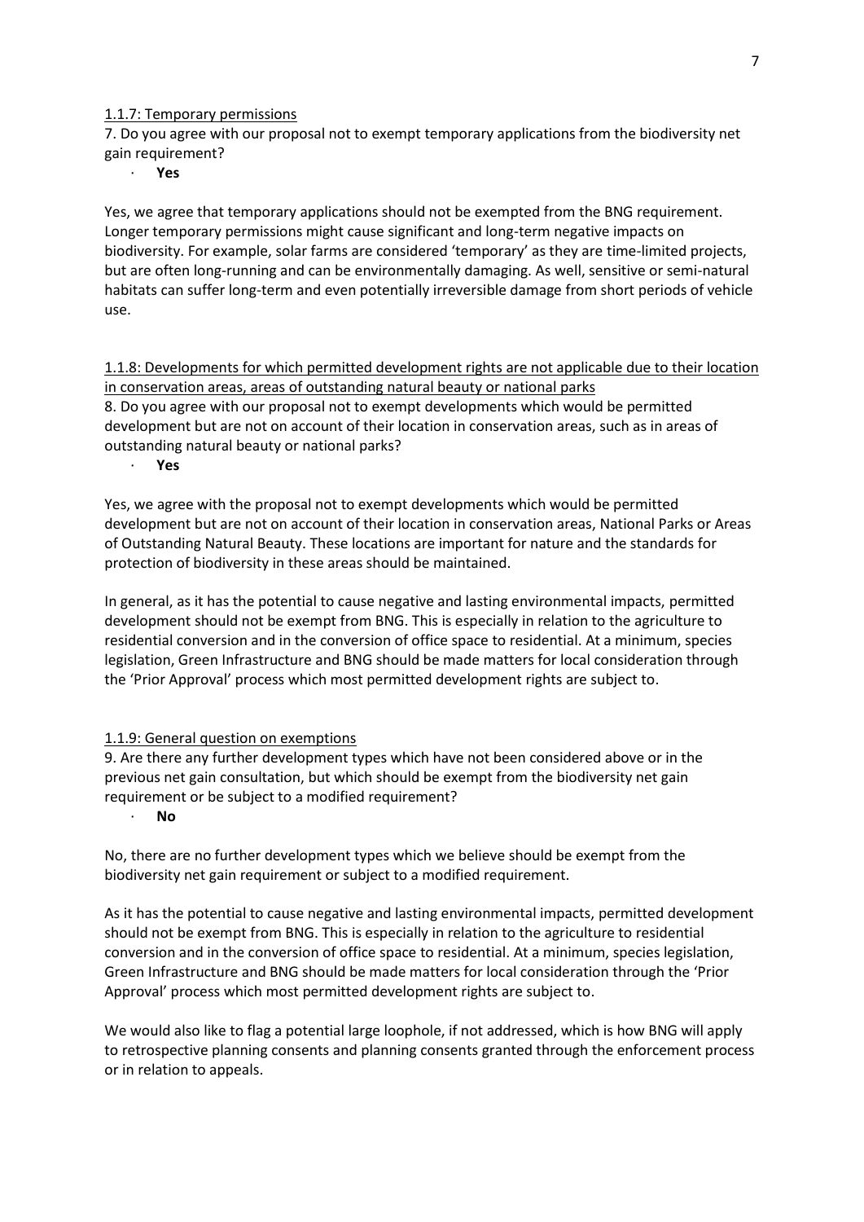1.1.7: Temporary permissions

7. Do you agree with our proposal not to exempt temporary applications from the biodiversity net gain requirement?

- **Yes**

Yes, we agree that temporary applications should not be exempted from the BNG requirement. Longer temporary permissions might cause significant and long-term negative impacts on biodiversity. For example, solar farms are considered 'temporary' as they are time-limited projects, but are often long-running and can be environmentally damaging. As well, sensitive or semi-natural habitats can suffer long-term and even potentially irreversible damage from short periods of vehicle use.

1.1.8: Developments for which permitted development rights are not applicable due to their location in conservation areas, areas of outstanding natural beauty or national parks

8. Do you agree with our proposal not to exempt developments which would be permitted development but are not on account of their location in conservation areas, such as in areas of outstanding natural beauty or national parks?

- **Yes**

Yes, we agree with the proposal not to exempt developments which would be permitted development but are not on account of their location in conservation areas, National Parks or Areas of Outstanding Natural Beauty. These locations are important for nature and the standards for protection of biodiversity in these areas should be maintained.

In general, as it has the potential to cause negative and lasting environmental impacts, permitted development should not be exempt from BNG. This is especially in relation to the agriculture to residential conversion and in the conversion of office space to residential. At a minimum, species legislation, Green Infrastructure and BNG should be made matters for local consideration through the 'Prior Approval' process which most permitted development rights are subject to.

1.1.9: General question on exemptions

9. Are there any further development types which have not been considered above or in the previous net gain consultation, but which should be exempt from the biodiversity net gain requirement or be subject to a modified requirement?

- **No**

No, there are no further development types which we believe should be exempt from the biodiversity net gain requirement or subject to a modified requirement.

As it has the potential to cause negative and lasting environmental impacts, permitted development should not be exempt from BNG. This is especially in relation to the agriculture to residential conversion and in the conversion of office space to residential. At a minimum, species legislation, Green Infrastructure and BNG should be made matters for local consideration through the 'Prior Approval' process which most permitted development rights are subject to.

We would also like to flag a potential large loophole, if not addressed, which is how BNG will apply to retrospective planning consents and planning consents granted through the enforcement process or in relation to appeals.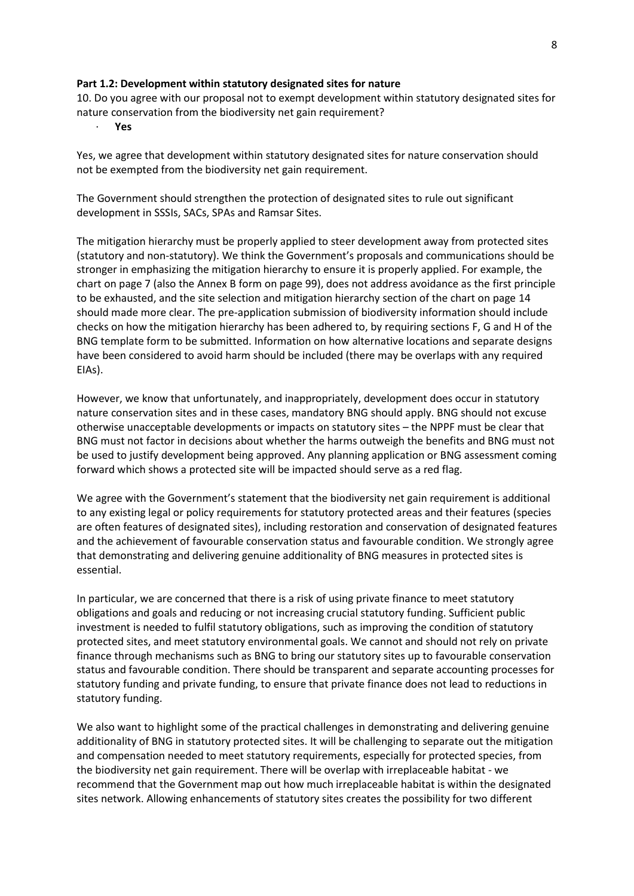**Part 1.2: Development within statutory designated sites for nature**

10. Do you agree with our proposal not to exempt development within statutory designated sites for nature conservation from the biodiversity net gain requirement?

- **Yes**

Yes, we agree that development within statutory designated sites for nature conservation should not be exempted from the biodiversity net gain requirement.

The Government should strengthen the protection of designated sites to rule out significant development in SSSIs, SACs, SPAs and Ramsar Sites.

The mitigation hierarchy must be properly applied to steer development away from protected sites (statutory and non-statutory). We think the Government's proposals and communications should be stronger in emphasizing the mitigation hierarchy to ensure it is properly applied. For example, the chart on page 7 (also the Annex B form on page 99), does not address avoidance as the first principle to be exhausted, and the site selection and mitigation hierarchy section of the chart on page 14 should made more clear. The pre-application submission of biodiversity information should include checks on how the mitigation hierarchy has been adhered to, by requiring sections F, G and H of the BNG template form to be submitted. Information on how alternative locations and separate designs have been considered to avoid harm should be included (there may be overlaps with any required EIAs).

However, we know that unfortunately, and inappropriately, development does occur in statutory nature conservation sites and in these cases, mandatory BNG should apply. BNG should not excuse otherwise unacceptable developments or impacts on statutory sites – the NPPF must be clear that BNG must not factor in decisions about whether the harms outweigh the benefits and BNG must not be used to justify development being approved. Any planning application or BNG assessment coming forward which shows a protected site will be impacted should serve as a red flag.

We agree with the Government's statement that the biodiversity net gain requirement is additional to any existing legal or policy requirements for statutory protected areas and their features (species are often features of designated sites), including restoration and conservation of designated features and the achievement of favourable conservation status and favourable condition. We strongly agree that demonstrating and delivering genuine additionality of BNG measures in protected sites is essential.

In particular, we are concerned that there is a risk of using private finance to meet statutory obligations and goals and reducing or not increasing crucial statutory funding. Sufficient public investment is needed to fulfil statutory obligations, such as improving the condition of statutory protected sites, and meet statutory environmental goals. We cannot and should not rely on private finance through mechanisms such as BNG to bring our statutory sites up to favourable conservation status and favourable condition. There should be transparent and separate accounting processes for statutory funding and private funding, to ensure that private finance does not lead to reductions in statutory funding.

We also want to highlight some of the practical challenges in demonstrating and delivering genuine additionality of BNG in statutory protected sites. It will be challenging to separate out the mitigation and compensation needed to meet statutory requirements, especially for protected species, from the biodiversity net gain requirement. There will be overlap with irreplaceable habitat - we recommend that the Government map out how much irreplaceable habitat is within the designated sites network. Allowing enhancements of statutory sites creates the possibility for two different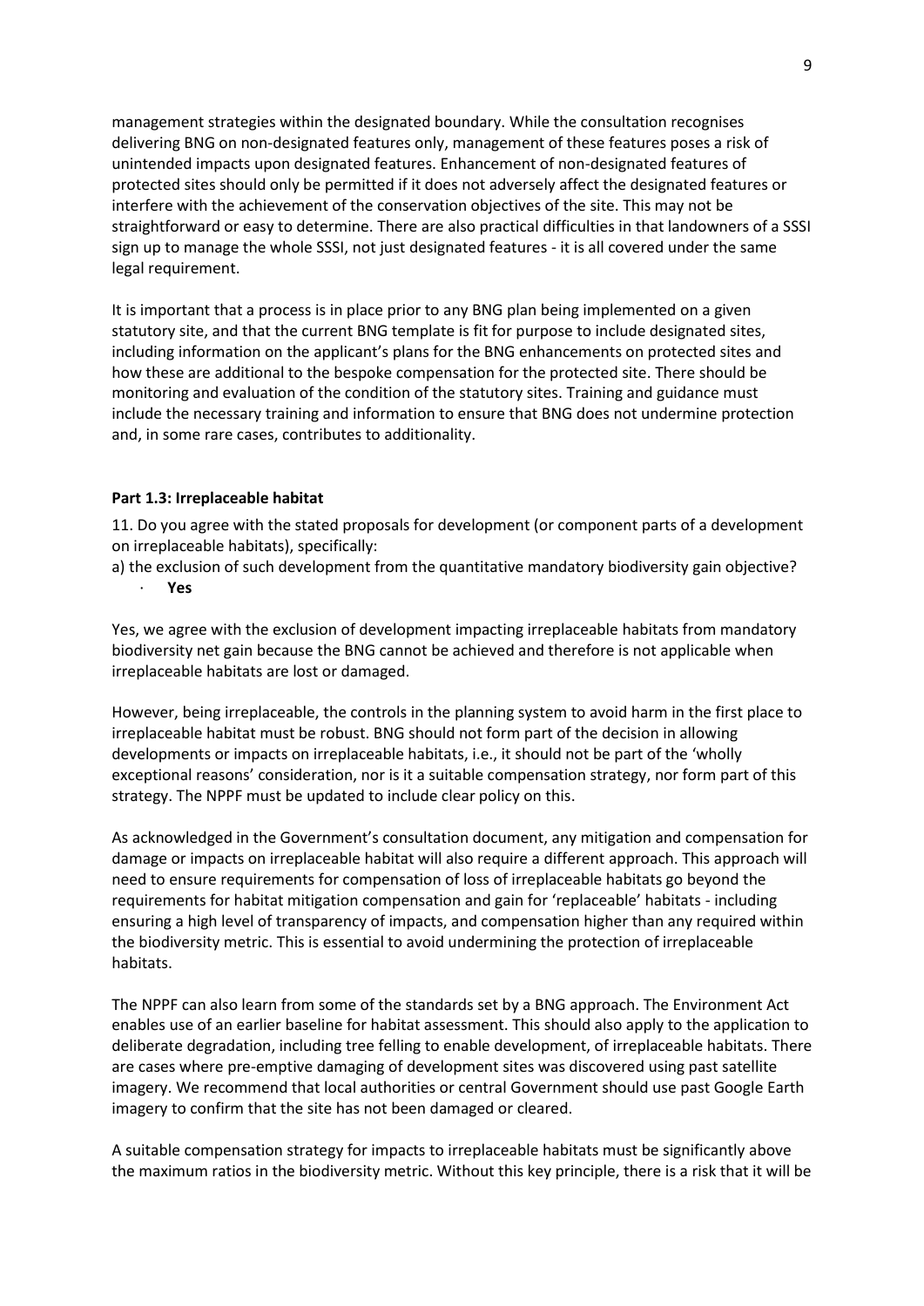management strategies within the designated boundary. While the consultation recognises delivering BNG on non-designated features only, management of these features poses a risk of unintended impacts upon designated features. Enhancement of non-designated features of protected sites should only be permitted if it does not adversely affect the designated features or interfere with the achievement of the conservation objectives of the site. This may not be straightforward or easy to determine. There are also practical difficulties in that landowners of a SSSI sign up to manage the whole SSSI, not just designated features - it is all covered under the same legal requirement.

It is important that a process is in place prior to any BNG plan being implemented on a given statutory site, and that the current BNG template is fit for purpose to include designated sites, including information on the applicant's plans for the BNG enhancements on protected sites and how these are additional to the bespoke compensation for the protected site. There should be monitoring and evaluation of the condition of the statutory sites. Training and guidance must include the necessary training and information to ensure that BNG does not undermine protection and, in some rare cases, contributes to additionality.

**Part 1.3: Irreplaceable habitat**

11. Do you agree with the stated proposals for development (or component parts of a development on irreplaceable habitats), specifically:

a) the exclusion of such development from the quantitative mandatory biodiversity gain objective?

- **Yes**

Yes, we agree with the exclusion of development impacting irreplaceable habitats from mandatory biodiversity net gain because the BNG cannot be achieved and therefore is not applicable when irreplaceable habitats are lost or damaged.

However, being irreplaceable, the controls in the planning system to avoid harm in the first place to irreplaceable habitat must be robust. BNG should not form part of the decision in allowing developments or impacts on irreplaceable habitats, i.e., it should not be part of the 'wholly exceptional reasons' consideration, nor is it a suitable compensation strategy, nor form part of this strategy. The NPPF must be updated to include clear policy on this.

As acknowledged in the Government's consultation document, any mitigation and compensation for damage or impacts on irreplaceable habitat will also require a different approach. This approach will need to ensure requirements for compensation of loss of irreplaceable habitats go beyond the requirements for habitat mitigation compensation and gain for 'replaceable' habitats - including ensuring a high level of transparency of impacts, and compensation higher than any required within the biodiversity metric. This is essential to avoid undermining the protection of irreplaceable habitats.

The NPPF can also learn from some of the standards set by a BNG approach. The Environment Act enables use of an earlier baseline for habitat assessment. This should also apply to the application to deliberate degradation, including tree felling to enable development, of irreplaceable habitats. There are cases where pre-emptive damaging of development sites was discovered using past satellite imagery. We recommend that local authorities or central Government should use past Google Earth imagery to confirm that the site has not been damaged or cleared.

A suitable compensation strategy for impacts to irreplaceable habitats must be significantly above the maximum ratios in the biodiversity metric. Without this key principle, there is a risk that it will be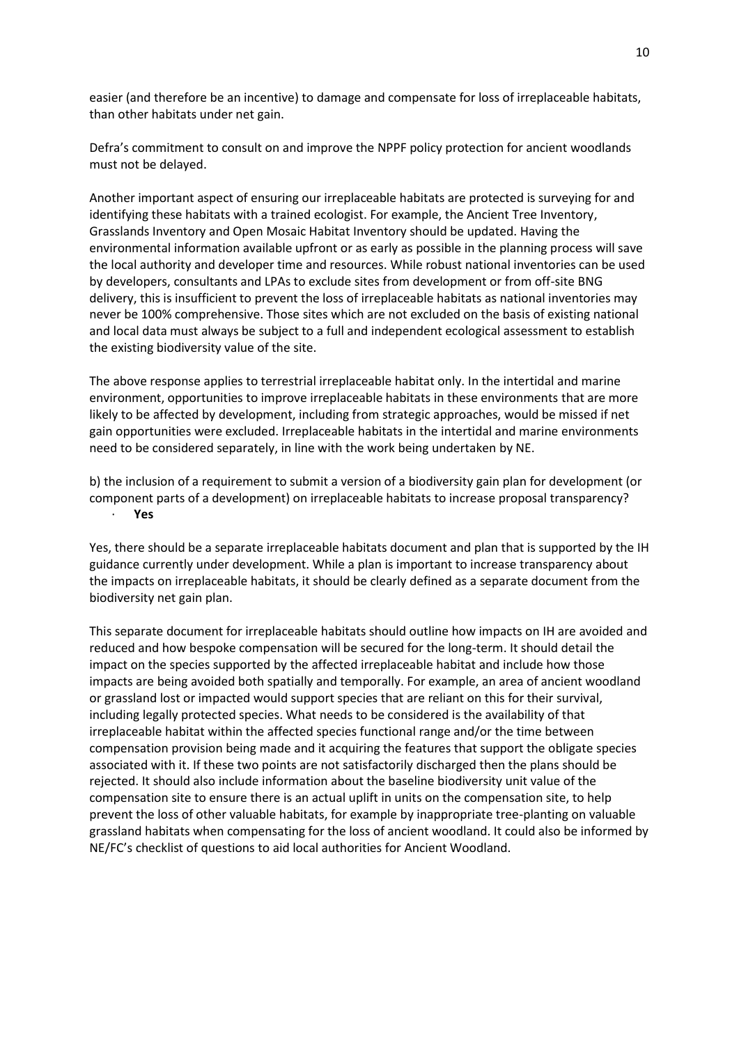easier (and therefore be an incentive) to damage and compensate for loss of irreplaceable habitats, than other habitats under net gain.

Defra's commitment to consult on and improve the NPPF policy protection for ancient woodlands must not be delayed.

Another important aspect of ensuring our irreplaceable habitats are protected is surveying for and identifying these habitats with a trained ecologist. For example, the Ancient Tree Inventory, Grasslands Inventory and Open Mosaic Habitat Inventory should be updated. Having the environmental information available upfront or as early as possible in the planning process will save the local authority and developer time and resources. While robust national inventories can be used by developers, consultants and LPAs to exclude sites from development or from off-site BNG delivery, this is insufficient to prevent the loss of irreplaceable habitats as national inventories may never be 100% comprehensive. Those sites which are not excluded on the basis of existing national and local data must always be subject to a full and independent ecological assessment to establish the existing biodiversity value of the site.

The above response applies to terrestrial irreplaceable habitat only. In the intertidal and marine environment, opportunities to improve irreplaceable habitats in these environments that are more likely to be affected by development, including from strategic approaches, would be missed if net gain opportunities were excluded. Irreplaceable habitats in the intertidal and marine environments need to be considered separately, in line with the work being undertaken by NE.

b) the inclusion of a requirement to submit a version of a biodiversity gain plan for development (or component parts of a development) on irreplaceable habitats to increase proposal transparency?

- **Yes**

Yes, there should be a separate irreplaceable habitats document and plan that is supported by the IH guidance currently under development. While a plan is important to increase transparency about the impacts on irreplaceable habitats, it should be clearly defined as a separate document from the biodiversity net gain plan.

This separate document for irreplaceable habitats should outline how impacts on IH are avoided and reduced and how bespoke compensation will be secured for the long-term. It should detail the impact on the species supported by the affected irreplaceable habitat and include how those impacts are being avoided both spatially and temporally. For example, an area of ancient woodland or grassland lost or impacted would support species that are reliant on this for their survival, including legally protected species. What needs to be considered is the availability of that irreplaceable habitat within the affected species functional range and/or the time between compensation provision being made and it acquiring the features that support the obligate species associated with it. If these two points are not satisfactorily discharged then the plans should be rejected. It should also include information about the baseline biodiversity unit value of the compensation site to ensure there is an actual uplift in units on the compensation site, to help prevent the loss of other valuable habitats, for example by inappropriate tree-planting on valuable grassland habitats when compensating for the loss of ancient woodland. It could also be informed by NE/FC's checklist of questions to aid local authorities for Ancient Woodland.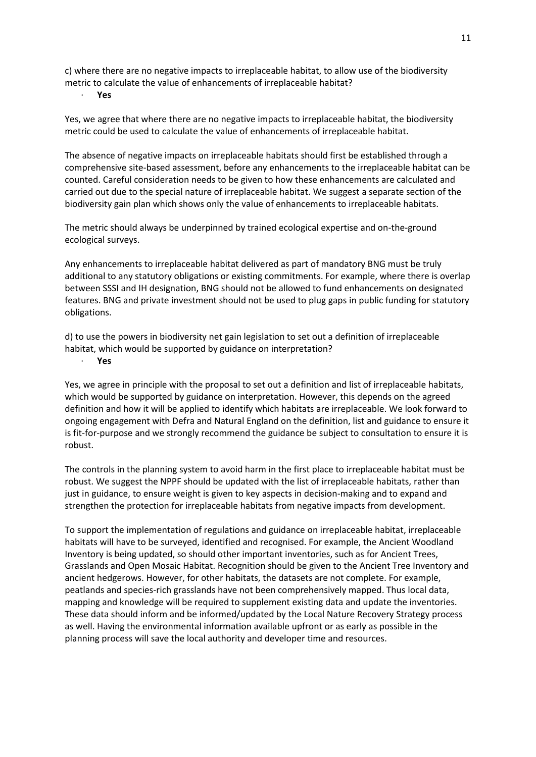c) where there are no negative impacts to irreplaceable habitat, to allow use of the biodiversity metric to calculate the value of enhancements of irreplaceable habitat?

- **Yes**

Yes, we agree that where there are no negative impacts to irreplaceable habitat, the biodiversity metric could be used to calculate the value of enhancements of irreplaceable habitat.

The absence of negative impacts on irreplaceable habitats should first be established through a comprehensive site-based assessment, before any enhancements to the irreplaceable habitat can be counted. Careful consideration needs to be given to how these enhancements are calculated and carried out due to the special nature of irreplaceable habitat. We suggest a separate section of the biodiversity gain plan which shows only the value of enhancements to irreplaceable habitats.

The metric should always be underpinned by trained ecological expertise and on-the-ground ecological surveys.

Any enhancements to irreplaceable habitat delivered as part of mandatory BNG must be truly additional to any statutory obligations or existing commitments. For example, where there is overlap between SSSI and IH designation, BNG should not be allowed to fund enhancements on designated features. BNG and private investment should not be used to plug gaps in public funding for statutory obligations.

d) to use the powers in biodiversity net gain legislation to set out a definition of irreplaceable habitat, which would be supported by guidance on interpretation?

- **Yes**

Yes, we agree in principle with the proposal to set out a definition and list of irreplaceable habitats, which would be supported by guidance on interpretation. However, this depends on the agreed definition and how it will be applied to identify which habitats are irreplaceable. We look forward to ongoing engagement with Defra and Natural England on the definition, list and guidance to ensure it is fit-for-purpose and we strongly recommend the guidance be subject to consultation to ensure it is robust.

The controls in the planning system to avoid harm in the first place to irreplaceable habitat must be robust. We suggest the NPPF should be updated with the list of irreplaceable habitats, rather than just in guidance, to ensure weight is given to key aspects in decision-making and to expand and strengthen the protection for irreplaceable habitats from negative impacts from development.

To support the implementation of regulations and guidance on irreplaceable habitat, irreplaceable habitats will have to be surveyed, identified and recognised. For example, the Ancient Woodland Inventory is being updated, so should other important inventories, such as for Ancient Trees, Grasslands and Open Mosaic Habitat. Recognition should be given to the Ancient Tree Inventory and ancient hedgerows. However, for other habitats, the datasets are not complete. For example, peatlands and species-rich grasslands have not been comprehensively mapped. Thus local data, mapping and knowledge will be required to supplement existing data and update the inventories. These data should inform and be informed/updated by the Local Nature Recovery Strategy process as well. Having the environmental information available upfront or as early as possible in the planning process will save the local authority and developer time and resources.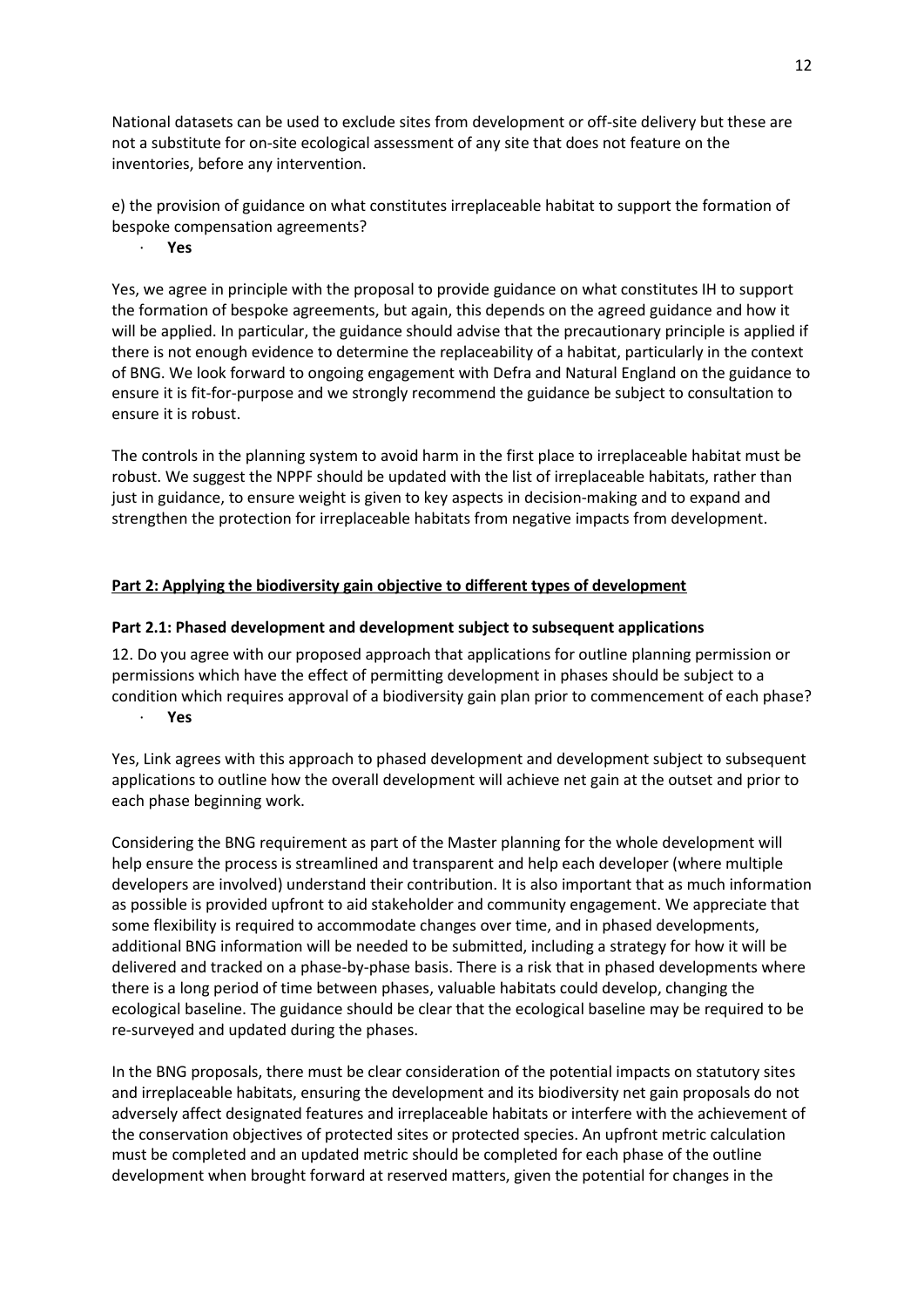National datasets can be used to exclude sites from development or off-site delivery but these are not a substitute for on-site ecological assessment of any site that does not feature on the inventories, before any intervention.

e) the provision of guidance on what constitutes irreplaceable habitat to support the formation of bespoke compensation agreements?

- **Yes**

Yes, we agree in principle with the proposal to provide guidance on what constitutes IH to support the formation of bespoke agreements, but again, this depends on the agreed guidance and how it will be applied. In particular, the guidance should advise that the precautionary principle is applied if there is not enough evidence to determine the replaceability of a habitat, particularly in the context of BNG. We look forward to ongoing engagement with Defra and Natural England on the guidance to ensure it is fit-for-purpose and we strongly recommend the guidance be subject to consultation to ensure it is robust.

The controls in the planning system to avoid harm in the first place to irreplaceable habitat must be robust. We suggest the NPPF should be updated with the list of irreplaceable habitats, rather than just in guidance, to ensure weight is given to key aspects in decision-making and to expand and strengthen the protection for irreplaceable habitats from negative impacts from development.

## Part 2: Applying the biodiversity gain objective to different types of development

### Part 2.1: Phased development and development subject to subsequent applications

12. Do you agree with our proposed approach that applications for outline planning permission or permissions which have the effect of permitting development in phases should be subject to a condition which requires approval of a biodiversity gain plan prior to commencement of each phase?

- **Yes**

Yes, Link agrees with this approach to phased development and development subject to subsequent applications to outline how the overall development will achieve net gain at the outset and prior to each phase beginning work.

Considering the BNG requirement as part of the Master planning for the whole development will help ensure the process is streamlined and transparent and help each developer (where multiple developers are involved) understand their contribution. It is also important that as much information as possible is provided upfront to aid stakeholder and community engagement. We appreciate that some flexibility is required to accommodate changes over time, and in phased developments, additional BNG information will be needed to be submitted, including a strategy for how it will be delivered and tracked on a phase-by-phase basis. There is a risk that in phased developments where there is a long period of time between phases, valuable habitats could develop, changing the ecological baseline. The guidance should be clear that the ecological baseline may be required to be re-surveyed and updated during the phases.

In the BNG proposals, there must be clear consideration of the potential impacts on statutory sites and irreplaceable habitats, ensuring the development and its biodiversity net gain proposals do not adversely affect designated features and irreplaceable habitats or interfere with the achievement of the conservation objectives of protected sites or protected species. An upfront metric calculation must be completed and an updated metric should be completed for each phase of the outline development when brought forward at reserved matters, given the potential for changes in the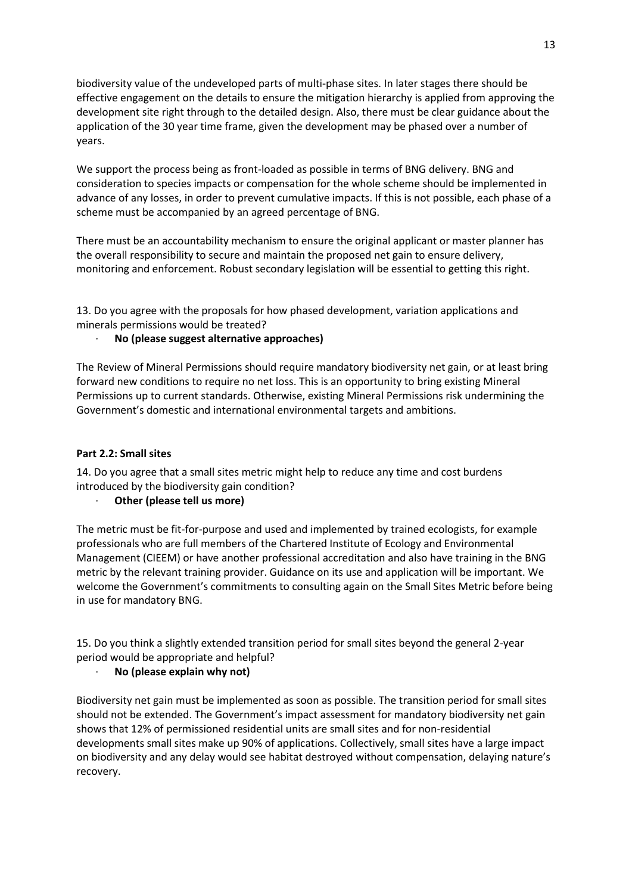biodiversity value of the undeveloped parts of multi-phase sites. In later stages there should be effective engagement on the details to ensure the mitigation hierarchy is applied from approving the development site right through to the detailed design. Also, there must be clear guidance about the application of the 30 year time frame, given the development may be phased over a number of years.

We support the process being as front-loaded as possible in terms of BNG delivery. BNG and consideration to species impacts or compensation for the whole scheme should be implemented in advance of any losses, in order to prevent cumulative impacts. If this is not possible, each phase of a scheme must be accompanied by an agreed percentage of BNG.

There must be an accountability mechanism to ensure the original applicant or master planner has the overall responsibility to secure and maintain the proposed net gain to ensure delivery, monitoring and enforcement. Robust secondary legislation will be essential to getting this right.

13. Do you agree with the proposals for how phased development, variation applications and minerals permissions would be treated?

- **No (please suggest alternative approaches)**

The Review of Mineral Permissions should require mandatory biodiversity net gain, or at least bring forward new conditions to require no net loss. This is an opportunity to bring existing Mineral Permissions up to current standards. Otherwise, existing Mineral Permissions risk undermining the Government's domestic and international environmental targets and ambitions.

**Part 2.2: Small sites**

14. Do you agree that a small sites metric might help to reduce any time and cost burdens introduced by the biodiversity gain condition?

- **Other (please tell us more)**

The metric must be fit-for-purpose and used and implemented by trained ecologists, for example professionals who are full members of the Chartered Institute of Ecology and Environmental Management (CIEEM) or have another professional accreditation and also have training in the BNG metric by the relevant training provider. Guidance on its use and application will be important. We welcome the Government's commitments to consulting again on the Small Sites Metric before being in use for mandatory BNG.

15. Do you think a slightly extended transition period for small sites beyond the general 2-year period would be appropriate and helpful?

- **No (please explain why not)**

Biodiversity net gain must be implemented as soon as possible. The transition period for small sites should not be extended. The Government's impact assessment for mandatory biodiversity net gain shows that 12% of permissioned residential units are small sites and for non-residential developments small sites make up 90% of applications. Collectively, small sites have a large impact on biodiversity and any delay would see habitat destroyed without compensation, delaying nature's recovery.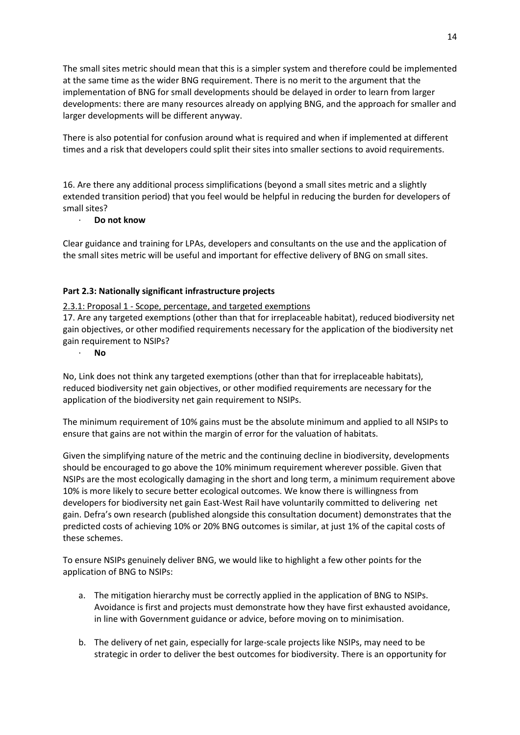The small sites metric should mean that this is a simpler system and therefore could be implemented at the same time as the wider BNG requirement. There is no merit to the argument that the implementation of BNG for small developments should be delayed in order to learn from larger developments: there are many resources already on applying BNG, and the approach for smaller and larger developments will be different anyway.

There is also potential for confusion around what is required and when if implemented at different times and a risk that developers could split their sites into smaller sections to avoid requirements.

16. Are there any additional process simplifications (beyond a small sites metric and a slightly extended transition period) that you feel would be helpful in reducing the burden for developers of small sites?

- **Do not know**

Clear guidance and training for LPAs, developers and consultants on the use and the application of the small sites metric will be useful and important for effective delivery of BNG on small sites.

**Part 2.3: Nationally significant infrastructure projects**

2.3.1: Proposal 1 - Scope, percentage, and targeted exemptions

17. Are any targeted exemptions (other than that for irreplaceable habitat), reduced biodiversity net gain objectives, or other modified requirements necessary for the application of the biodiversity net gain requirement to NSIPs?

- **No**

No, Link does not think any targeted exemptions (other than that for irreplaceable habitats), reduced biodiversity net gain objectives, or other modified requirements are necessary for the application of the biodiversity net gain requirement to NSIPs.

The minimum requirement of 10% gains must be the absolute minimum and applied to all NSIPs to ensure that gains are not within the margin of error for the valuation of habitats.

Given the simplifying nature of the metric and the continuing decline in biodiversity, developments should be encouraged to go above the 10% minimum requirement wherever possible. Given that NSIPs are the most ecologically damaging in the short and long term, a minimum requirement above 10% is more likely to secure better ecological outcomes. We know there is willingness from developers for biodiversity net gain East-West Rail have voluntarily committed to delivering net gain. Defra's own research (published alongside this consultation document) demonstrates that the predicted costs of achieving 10% or 20% BNG outcomes is similar, at just 1% of the capital costs of these schemes.

To ensure NSIPs genuinely deliver BNG, we would like to highlight a few other points for the application of BNG to NSIPs:

a. The mitigation hierarchy must be correctly applied in the application of BNG to NSIPs. Avoidance is first and projects must demonstrate how they have first exhausted avoidance, in line with Government guidance or advice, before moving on to minimisation.

b. The delivery of net gain, especially for large-scale projects like NSIPs, may need to be strategic in order to deliver the best outcomes for biodiversity. There is an opportunity for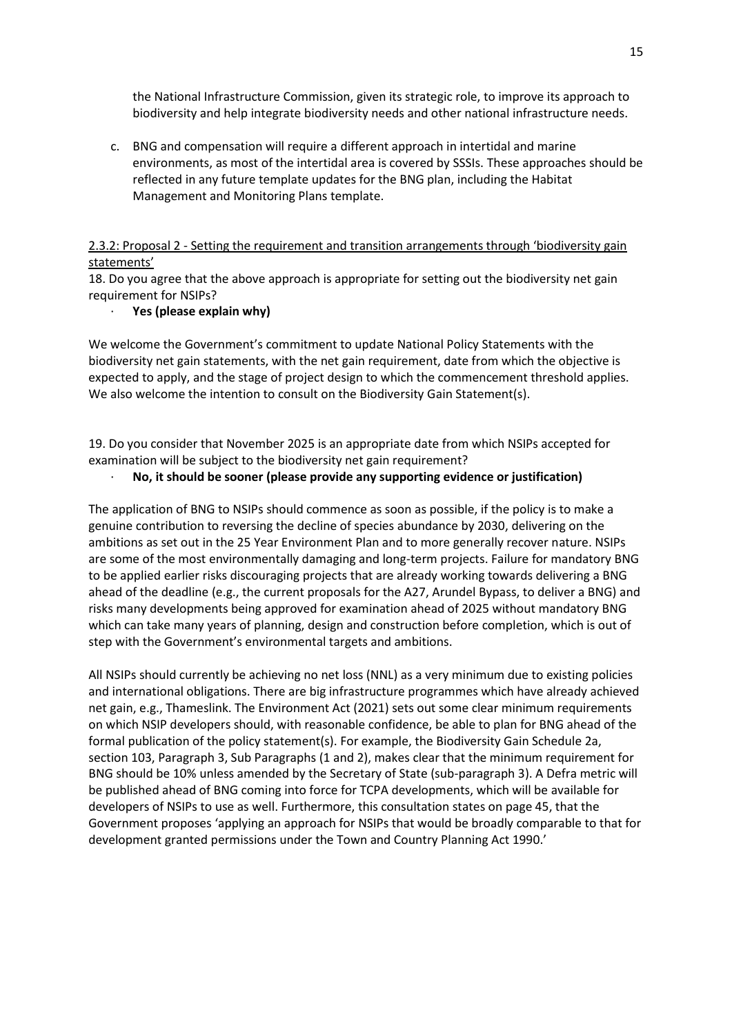the National Infrastructure Commission, given its strategic role, to improve its approach to biodiversity and help integrate biodiversity needs and other national infrastructure needs.

c. BNG and compensation will require a different approach in intertidal and marine environments, as most of the intertidal area is covered by SSSIs. These approaches should be reflected in any future template updates for the BNG plan, including the Habitat Management and Monitoring Plans template.

<u>2.3.2: Proposal 2 - Setting the requirement and transition arrangements through 'biodiversity gain statements'</u>

18. Do you agree that the above approach is appropriate for setting out the biodiversity net gain requirement for NSIPs?

- **Yes (please explain why)**

We welcome the Government's commitment to update National Policy Statements with the biodiversity net gain statements, with the net gain requirement, date from which the objective is expected to apply, and the stage of project design to which the commencement threshold applies. We also welcome the intention to consult on the Biodiversity Gain Statement(s).

19. Do you consider that November 2025 is an appropriate date from which NSIPs accepted for examination will be subject to the biodiversity net gain requirement?

- **No, it should be sooner (please provide any supporting evidence or justification)**

The application of BNG to NSIPs should commence as soon as possible, if the policy is to make a genuine contribution to reversing the decline of species abundance by 2030, delivering on the ambitions as set out in the 25 Year Environment Plan and to more generally recover nature. NSIPs are some of the most environmentally damaging and long-term projects. Failure for mandatory BNG to be applied earlier risks discouraging projects that are already working towards delivering a BNG ahead of the deadline (e.g., the current proposals for the A27, Arundel Bypass, to deliver a BNG) and risks many developments being approved for examination ahead of 2025 without mandatory BNG which can take many years of planning, design and construction before completion, which is out of step with the Government's environmental targets and ambitions.

All NSIPs should currently be achieving no net loss (NNL) as a very minimum due to existing policies and international obligations. There are big infrastructure programmes which have already achieved net gain, e.g., Thameslink. The Environment Act (2021) sets out some clear minimum requirements on which NSIP developers should, with reasonable confidence, be able to plan for BNG ahead of the formal publication of the policy statement(s). For example, the Biodiversity Gain Schedule 2a, section 103, Paragraph 3, Sub Paragraphs (1 and 2), makes clear that the minimum requirement for BNG should be 10% unless amended by the Secretary of State (sub-paragraph 3). A Defra metric will be published ahead of BNG coming into force for TCPA developments, which will be available for developers of NSIPs to use as well. Furthermore, this consultation states on page 45, that the Government proposes 'applying an approach for NSIPs that would be broadly comparable to that for development granted permissions under the Town and Country Planning Act 1990.'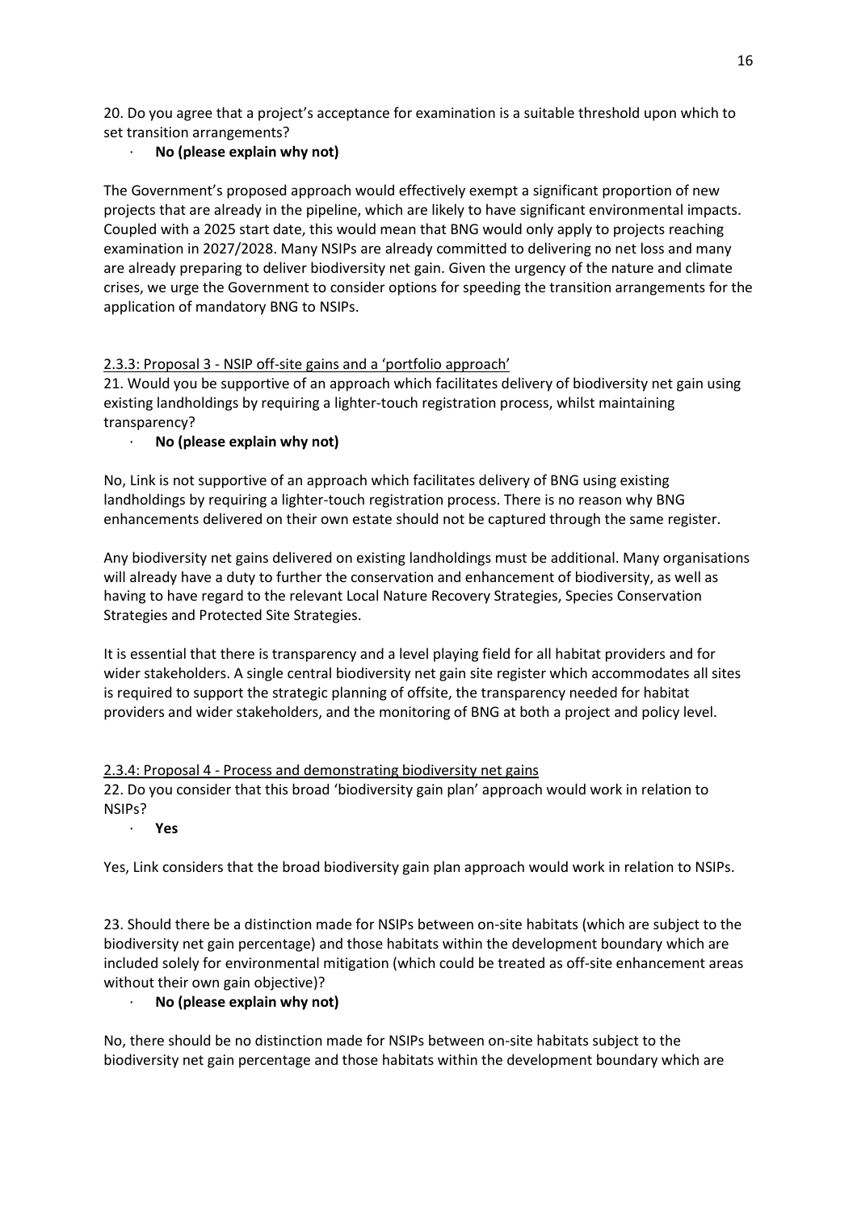20. Do you agree that a project's acceptance for examination is a suitable threshold upon which to set transition arrangements?

- **No (please explain why not)**

The Government's proposed approach would effectively exempt a significant proportion of new projects that are already in the pipeline, which are likely to have significant environmental impacts. Coupled with a 2025 start date, this would mean that BNG would only apply to projects reaching examination in 2027/2028. Many NSIPs are already committed to delivering no net loss and many are already preparing to deliver biodiversity net gain. Given the urgency of the nature and climate crises, we urge the Government to consider options for speeding the transition arrangements for the application of mandatory BNG to NSIPs.

<u>2.3.3: Proposal 3 - NSIP off-site gains and a 'portfolio approach'</u>

21. Would you be supportive of an approach which facilitates delivery of biodiversity net gain using existing landholdings by requiring a lighter-touch registration process, whilst maintaining transparency?

- **No (please explain why not)**

No, Link is not supportive of an approach which facilitates delivery of BNG using existing landholdings by requiring a lighter-touch registration process. There is no reason why BNG enhancements delivered on their own estate should not be captured through the same register.

Any biodiversity net gains delivered on existing landholdings must be additional. Many organisations will already have a duty to further the conservation and enhancement of biodiversity, as well as having to have regard to the relevant Local Nature Recovery Strategies, Species Conservation Strategies and Protected Site Strategies.

It is essential that there is transparency and a level playing field for all habitat providers and for wider stakeholders. A single central biodiversity net gain site register which accommodates all sites is required to support the strategic planning of offsite, the transparency needed for habitat providers and wider stakeholders, and the monitoring of BNG at both a project and policy level.

<u>2.3.4: Proposal 4 - Process and demonstrating biodiversity net gains</u>

22. Do you consider that this broad 'biodiversity gain plan' approach would work in relation to NSIPs?

- **Yes**

Yes, Link considers that the broad biodiversity gain plan approach would work in relation to NSIPs.

23. Should there be a distinction made for NSIPs between on-site habitats (which are subject to the biodiversity net gain percentage) and those habitats within the development boundary which are included solely for environmental mitigation (which could be treated as off-site enhancement areas without their own gain objective)?

- **No (please explain why not)**

No, there should be no distinction made for NSIPs between on-site habitats subject to the biodiversity net gain percentage and those habitats within the development boundary which are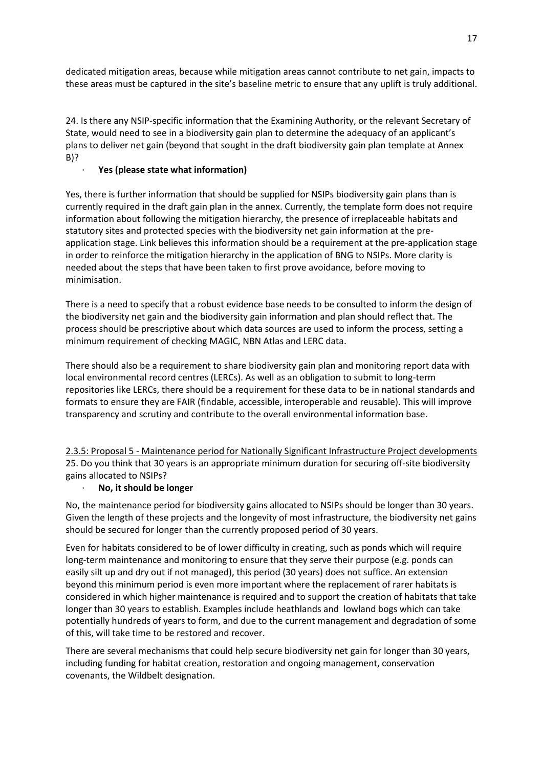dedicated mitigation areas, because while mitigation areas cannot contribute to net gain, impacts to these areas must be captured in the site's baseline metric to ensure that any uplift is truly additional.

24. Is there any NSIP-specific information that the Examining Authority, or the relevant Secretary of State, would need to see in a biodiversity gain plan to determine the adequacy of an applicant's plans to deliver net gain (beyond that sought in the draft biodiversity gain plan template at Annex B)?

- **Yes (please state what information)**

Yes, there is further information that should be supplied for NSIPs biodiversity gain plans than is currently required in the draft gain plan in the annex. Currently, the template form does not require information about following the mitigation hierarchy, the presence of irreplaceable habitats and statutory sites and protected species with the biodiversity net gain information at the pre-application stage. Link believes this information should be a requirement at the pre-application stage in order to reinforce the mitigation hierarchy in the application of BNG to NSIPs. More clarity is needed about the steps that have been taken to first prove avoidance, before moving to minimisation.

There is a need to specify that a robust evidence base needs to be consulted to inform the design of the biodiversity net gain and the biodiversity gain information and plan should reflect that. The process should be prescriptive about which data sources are used to inform the process, setting a minimum requirement of checking MAGIC, NBN Atlas and LERC data.

There should also be a requirement to share biodiversity gain plan and monitoring report data with local environmental record centres (LERCs). As well as an obligation to submit to long-term repositories like LERCs, there should be a requirement for these data to be in national standards and formats to ensure they are FAIR (findable, accessible, interoperable and reusable). This will improve transparency and scrutiny and contribute to the overall environmental information base.

<u>2.3.5: Proposal 5 - Maintenance period for Nationally Significant Infrastructure Project developments</u>

25. Do you think that 30 years is an appropriate minimum duration for securing off-site biodiversity gains allocated to NSIPs?

- **No, it should be longer**

No, the maintenance period for biodiversity gains allocated to NSIPs should be longer than 30 years. Given the length of these projects and the longevity of most infrastructure, the biodiversity net gains should be secured for longer than the currently proposed period of 30 years.

Even for habitats considered to be of lower difficulty in creating, such as ponds which will require long-term maintenance and monitoring to ensure that they serve their purpose (e.g. ponds can easily silt up and dry out if not managed), this period (30 years) does not suffice. An extension beyond this minimum period is even more important where the replacement of rarer habitats is considered in which higher maintenance is required and to support the creation of habitats that take longer than 30 years to establish. Examples include heathlands and lowland bogs which can take potentially hundreds of years to form, and due to the current management and degradation of some of this, will take time to be restored and recover.

There are several mechanisms that could help secure biodiversity net gain for longer than 30 years, including funding for habitat creation, restoration and ongoing management, conservation covenants, the Wildbelt designation.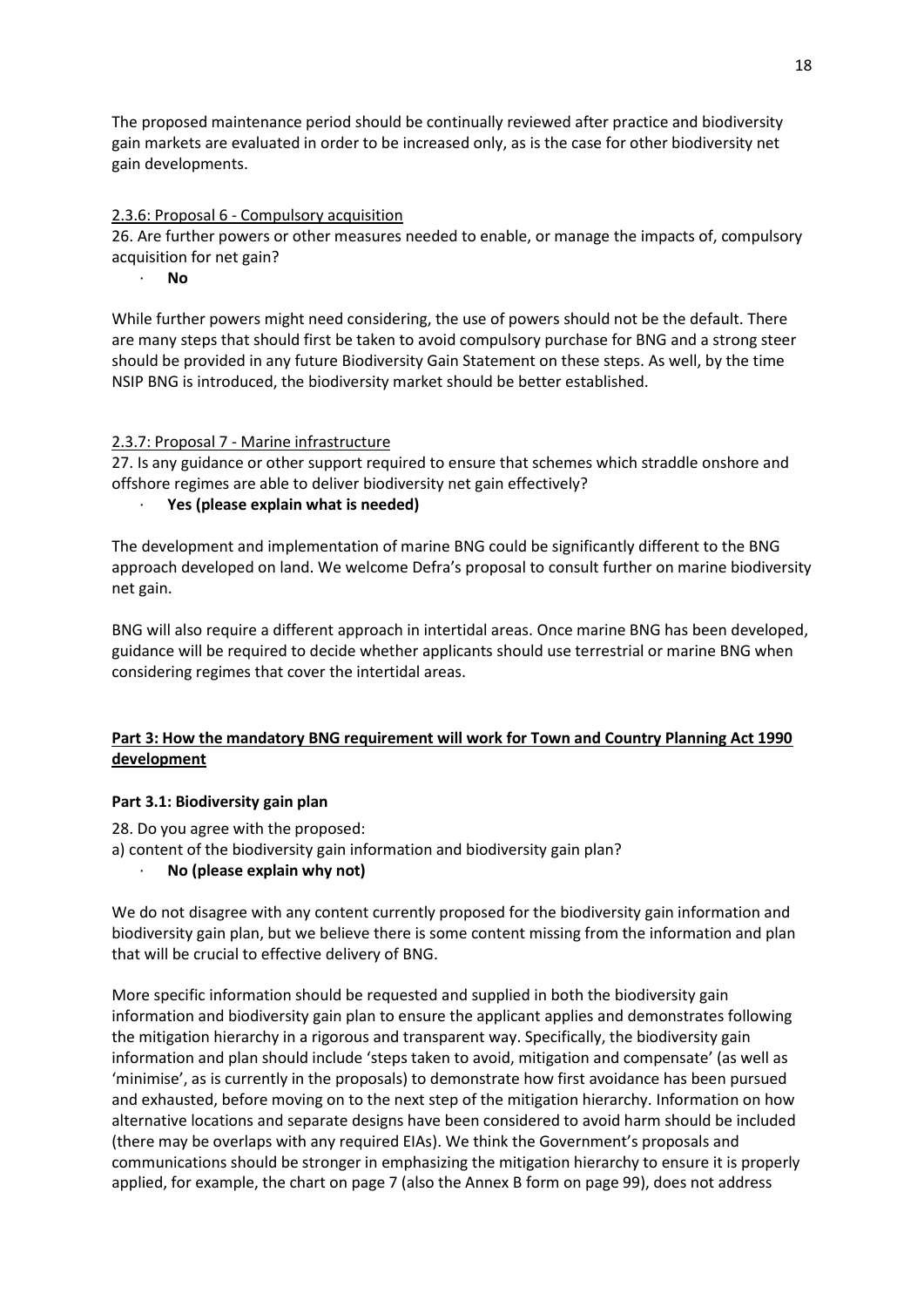The proposed maintenance period should be continually reviewed after practice and biodiversity gain markets are evaluated in order to be increased only, as is the case for other biodiversity net gain developments.

2.3.6: Proposal 6 - Compulsory acquisition

26. Are further powers or other measures needed to enable, or manage the impacts of, compulsory acquisition for net gain?

- **No**

While further powers might need considering, the use of powers should not be the default. There are many steps that should first be taken to avoid compulsory purchase for BNG and a strong steer should be provided in any future Biodiversity Gain Statement on these steps. As well, by the time NSIP BNG is introduced, the biodiversity market should be better established.

2.3.7: Proposal 7 - Marine infrastructure

27. Is any guidance or other support required to ensure that schemes which straddle onshore and offshore regimes are able to deliver biodiversity net gain effectively?

- **Yes (please explain what is needed)**

The development and implementation of marine BNG could be significantly different to the BNG approach developed on land. We welcome Defra's proposal to consult further on marine biodiversity net gain.

BNG will also require a different approach in intertidal areas. Once marine BNG has been developed, guidance will be required to decide whether applicants should use terrestrial or marine BNG when considering regimes that cover the intertidal areas.

## Part 3: How the mandatory BNG requirement will work for Town and Country Planning Act 1990 development

### Part 3.1: Biodiversity gain plan

28. Do you agree with the proposed:

a) content of the biodiversity gain information and biodiversity gain plan?

- **No (please explain why not)**

We do not disagree with any content currently proposed for the biodiversity gain information and biodiversity gain plan, but we believe there is some content missing from the information and plan that will be crucial to effective delivery of BNG.

More specific information should be requested and supplied in both the biodiversity gain information and biodiversity gain plan to ensure the applicant applies and demonstrates following the mitigation hierarchy in a rigorous and transparent way. Specifically, the biodiversity gain information and plan should include 'steps taken to avoid, mitigation and compensate' (as well as 'minimise', as is currently in the proposals) to demonstrate how first avoidance has been pursued and exhausted, before moving on to the next step of the mitigation hierarchy. Information on how alternative locations and separate designs have been considered to avoid harm should be included (there may be overlaps with any required EIAs). We think the Government's proposals and communications should be stronger in emphasizing the mitigation hierarchy to ensure it is properly applied, for example, the chart on page 7 (also the Annex B form on page 99), does not address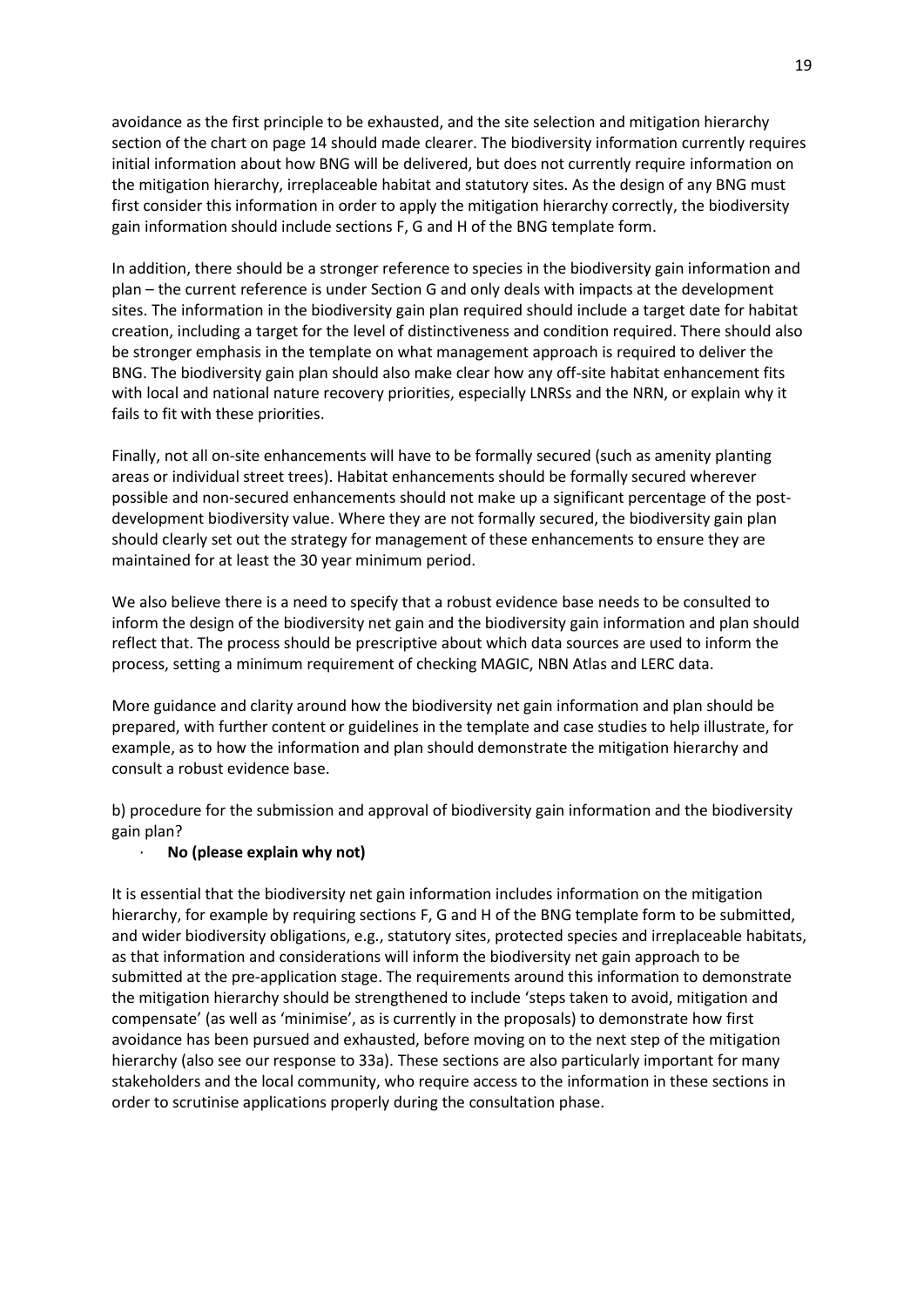avoidance as the first principle to be exhausted, and the site selection and mitigation hierarchy section of the chart on page 14 should made clearer. The biodiversity information currently requires initial information about how BNG will be delivered, but does not currently require information on the mitigation hierarchy, irreplaceable habitat and statutory sites. As the design of any BNG must first consider this information in order to apply the mitigation hierarchy correctly, the biodiversity gain information should include sections F, G and H of the BNG template form.

In addition, there should be a stronger reference to species in the biodiversity gain information and plan – the current reference is under Section G and only deals with impacts at the development sites. The information in the biodiversity gain plan required should include a target date for habitat creation, including a target for the level of distinctiveness and condition required. There should also be stronger emphasis in the template on what management approach is required to deliver the BNG. The biodiversity gain plan should also make clear how any off-site habitat enhancement fits with local and national nature recovery priorities, especially LNRSs and the NRN, or explain why it fails to fit with these priorities.

Finally, not all on-site enhancements will have to be formally secured (such as amenity planting areas or individual street trees). Habitat enhancements should be formally secured wherever possible and non-secured enhancements should not make up a significant percentage of the post-development biodiversity value. Where they are not formally secured, the biodiversity gain plan should clearly set out the strategy for management of these enhancements to ensure they are maintained for at least the 30 year minimum period.

We also believe there is a need to specify that a robust evidence base needs to be consulted to inform the design of the biodiversity net gain and the biodiversity gain information and plan should reflect that. The process should be prescriptive about which data sources are used to inform the process, setting a minimum requirement of checking MAGIC, NBN Atlas and LERC data.

More guidance and clarity around how the biodiversity net gain information and plan should be prepared, with further content or guidelines in the template and case studies to help illustrate, for example, as to how the information and plan should demonstrate the mitigation hierarchy and consult a robust evidence base.

b) procedure for the submission and approval of biodiversity gain information and the biodiversity gain plan?

- **No (please explain why not)**

It is essential that the biodiversity net gain information includes information on the mitigation hierarchy, for example by requiring sections F, G and H of the BNG template form to be submitted, and wider biodiversity obligations, e.g., statutory sites, protected species and irreplaceable habitats, as that information and considerations will inform the biodiversity net gain approach to be submitted at the pre-application stage. The requirements around this information to demonstrate the mitigation hierarchy should be strengthened to include 'steps taken to avoid, mitigation and compensate' (as well as 'minimise', as is currently in the proposals) to demonstrate how first avoidance has been pursued and exhausted, before moving on to the next step of the mitigation hierarchy (also see our response to 33a). These sections are also particularly important for many stakeholders and the local community, who require access to the information in these sections in order to scrutinise applications properly during the consultation phase.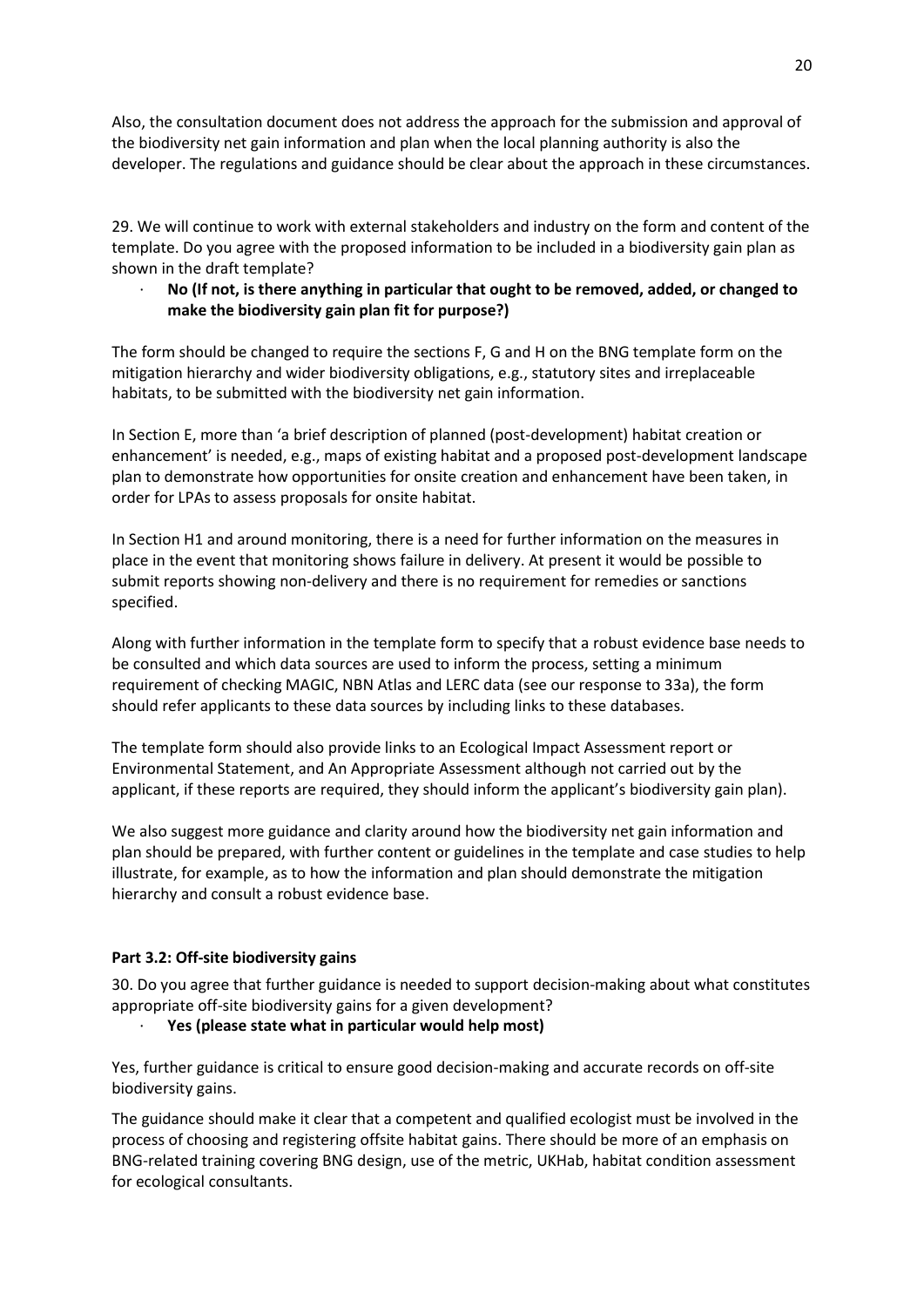Also, the consultation document does not address the approach for the submission and approval of the biodiversity net gain information and plan when the local planning authority is also the developer. The regulations and guidance should be clear about the approach in these circumstances.

29. We will continue to work with external stakeholders and industry on the form and content of the template. Do you agree with the proposed information to be included in a biodiversity gain plan as shown in the draft template?

- **No (If not, is there anything in particular that ought to be removed, added, or changed to make the biodiversity gain plan fit for purpose?)**

The form should be changed to require the sections F, G and H on the BNG template form on the mitigation hierarchy and wider biodiversity obligations, e.g., statutory sites and irreplaceable habitats, to be submitted with the biodiversity net gain information.

In Section E, more than 'a brief description of planned (post-development) habitat creation or enhancement' is needed, e.g., maps of existing habitat and a proposed post-development landscape plan to demonstrate how opportunities for onsite creation and enhancement have been taken, in order for LPAs to assess proposals for onsite habitat.

In Section H1 and around monitoring, there is a need for further information on the measures in place in the event that monitoring shows failure in delivery. At present it would be possible to submit reports showing non-delivery and there is no requirement for remedies or sanctions specified.

Along with further information in the template form to specify that a robust evidence base needs to be consulted and which data sources are used to inform the process, setting a minimum requirement of checking MAGIC, NBN Atlas and LERC data (see our response to 33a), the form should refer applicants to these data sources by including links to these databases.

The template form should also provide links to an Ecological Impact Assessment report or Environmental Statement, and An Appropriate Assessment although not carried out by the applicant, if these reports are required, they should inform the applicant's biodiversity gain plan).

We also suggest more guidance and clarity around how the biodiversity net gain information and plan should be prepared, with further content or guidelines in the template and case studies to help illustrate, for example, as to how the information and plan should demonstrate the mitigation hierarchy and consult a robust evidence base.

**Part 3.2: Off-site biodiversity gains**

30. Do you agree that further guidance is needed to support decision-making about what constitutes appropriate off-site biodiversity gains for a given development?

- **Yes (please state what in particular would help most)**

Yes, further guidance is critical to ensure good decision-making and accurate records on off-site biodiversity gains.

The guidance should make it clear that a competent and qualified ecologist must be involved in the process of choosing and registering offsite habitat gains. There should be more of an emphasis on BNG-related training covering BNG design, use of the metric, UKHab, habitat condition assessment for ecological consultants.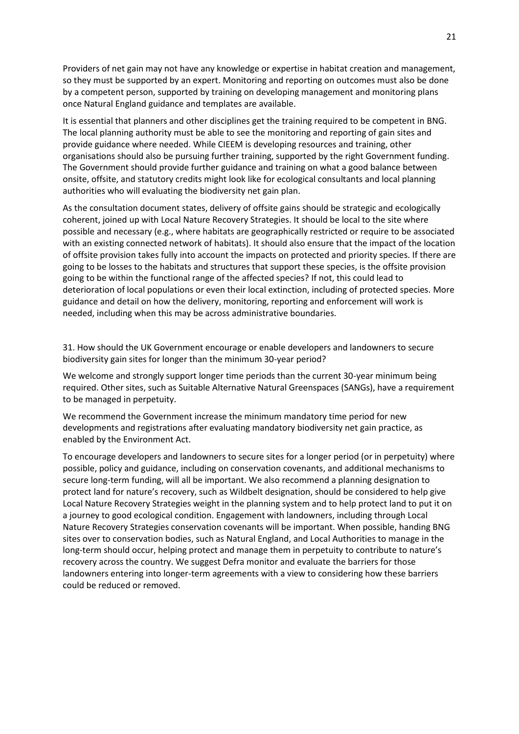Providers of net gain may not have any knowledge or expertise in habitat creation and management, so they must be supported by an expert. Monitoring and reporting on outcomes must also be done by a competent person, supported by training on developing management and monitoring plans once Natural England guidance and templates are available.

It is essential that planners and other disciplines get the training required to be competent in BNG. The local planning authority must be able to see the monitoring and reporting of gain sites and provide guidance where needed. While CIEEM is developing resources and training, other organisations should also be pursuing further training, supported by the right Government funding. The Government should provide further guidance and training on what a good balance between onsite, offsite, and statutory credits might look like for ecological consultants and local planning authorities who will evaluating the biodiversity net gain plan.

As the consultation document states, delivery of offsite gains should be strategic and ecologically coherent, joined up with Local Nature Recovery Strategies. It should be local to the site where possible and necessary (e.g., where habitats are geographically restricted or require to be associated with an existing connected network of habitats). It should also ensure that the impact of the location of offsite provision takes fully into account the impacts on protected and priority species. If there are going to be losses to the habitats and structures that support these species, is the offsite provision going to be within the functional range of the affected species? If not, this could lead to deterioration of local populations or even their local extinction, including of protected species. More guidance and detail on how the delivery, monitoring, reporting and enforcement will work is needed, including when this may be across administrative boundaries.

31. How should the UK Government encourage or enable developers and landowners to secure biodiversity gain sites for longer than the minimum 30-year period?

We welcome and strongly support longer time periods than the current 30-year minimum being required. Other sites, such as Suitable Alternative Natural Greenspaces (SANGs), have a requirement to be managed in perpetuity.

We recommend the Government increase the minimum mandatory time period for new developments and registrations after evaluating mandatory biodiversity net gain practice, as enabled by the Environment Act.

To encourage developers and landowners to secure sites for a longer period (or in perpetuity) where possible, policy and guidance, including on conservation covenants, and additional mechanisms to secure long-term funding, will all be important. We also recommend a planning designation to protect land for nature's recovery, such as Wildbelt designation, should be considered to help give Local Nature Recovery Strategies weight in the planning system and to help protect land to put it on a journey to good ecological condition. Engagement with landowners, including through Local Nature Recovery Strategies conservation covenants will be important. When possible, handing BNG sites over to conservation bodies, such as Natural England, and Local Authorities to manage in the long-term should occur, helping protect and manage them in perpetuity to contribute to nature's recovery across the country. We suggest Defra monitor and evaluate the barriers for those landowners entering into longer-term agreements with a view to considering how these barriers could be reduced or removed.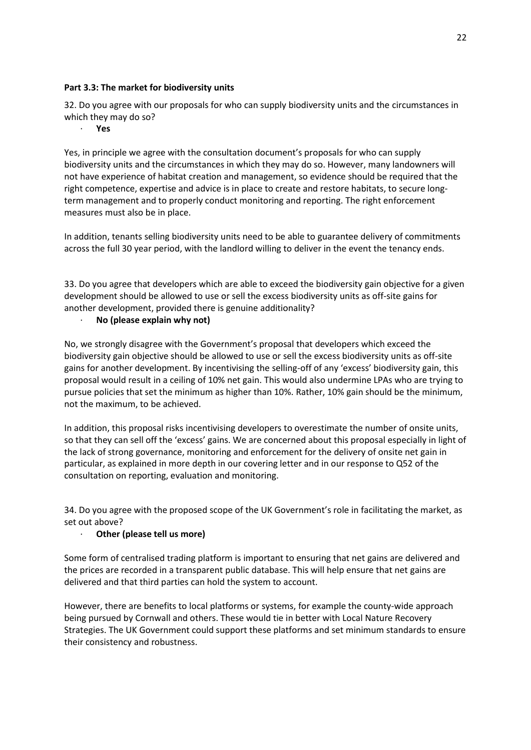**Part 3.3: The market for biodiversity units**

32. Do you agree with our proposals for who can supply biodiversity units and the circumstances in which they may do so?

- **Yes**

Yes, in principle we agree with the consultation document's proposals for who can supply biodiversity units and the circumstances in which they may do so. However, many landowners will not have experience of habitat creation and management, so evidence should be required that the right competence, expertise and advice is in place to create and restore habitats, to secure long-term management and to properly conduct monitoring and reporting. The right enforcement measures must also be in place.

In addition, tenants selling biodiversity units need to be able to guarantee delivery of commitments across the full 30 year period, with the landlord willing to deliver in the event the tenancy ends.

33. Do you agree that developers which are able to exceed the biodiversity gain objective for a given development should be allowed to use or sell the excess biodiversity units as off-site gains for another development, provided there is genuine additionality?

- **No (please explain why not)**

No, we strongly disagree with the Government's proposal that developers which exceed the biodiversity gain objective should be allowed to use or sell the excess biodiversity units as off-site gains for another development. By incentivising the selling-off of any 'excess' biodiversity gain, this proposal would result in a ceiling of 10% net gain. This would also undermine LPAs who are trying to pursue policies that set the minimum as higher than 10%. Rather, 10% gain should be the minimum, not the maximum, to be achieved.

In addition, this proposal risks incentivising developers to overestimate the number of onsite units, so that they can sell off the 'excess' gains. We are concerned about this proposal especially in light of the lack of strong governance, monitoring and enforcement for the delivery of onsite net gain in particular, as explained in more depth in our covering letter and in our response to Q52 of the consultation on reporting, evaluation and monitoring.

34. Do you agree with the proposed scope of the UK Government's role in facilitating the market, as set out above?

- **Other (please tell us more)**

Some form of centralised trading platform is important to ensuring that net gains are delivered and the prices are recorded in a transparent public database. This will help ensure that net gains are delivered and that third parties can hold the system to account.

However, there are benefits to local platforms or systems, for example the county-wide approach being pursued by Cornwall and others. These would tie in better with Local Nature Recovery Strategies. The UK Government could support these platforms and set minimum standards to ensure their consistency and robustness.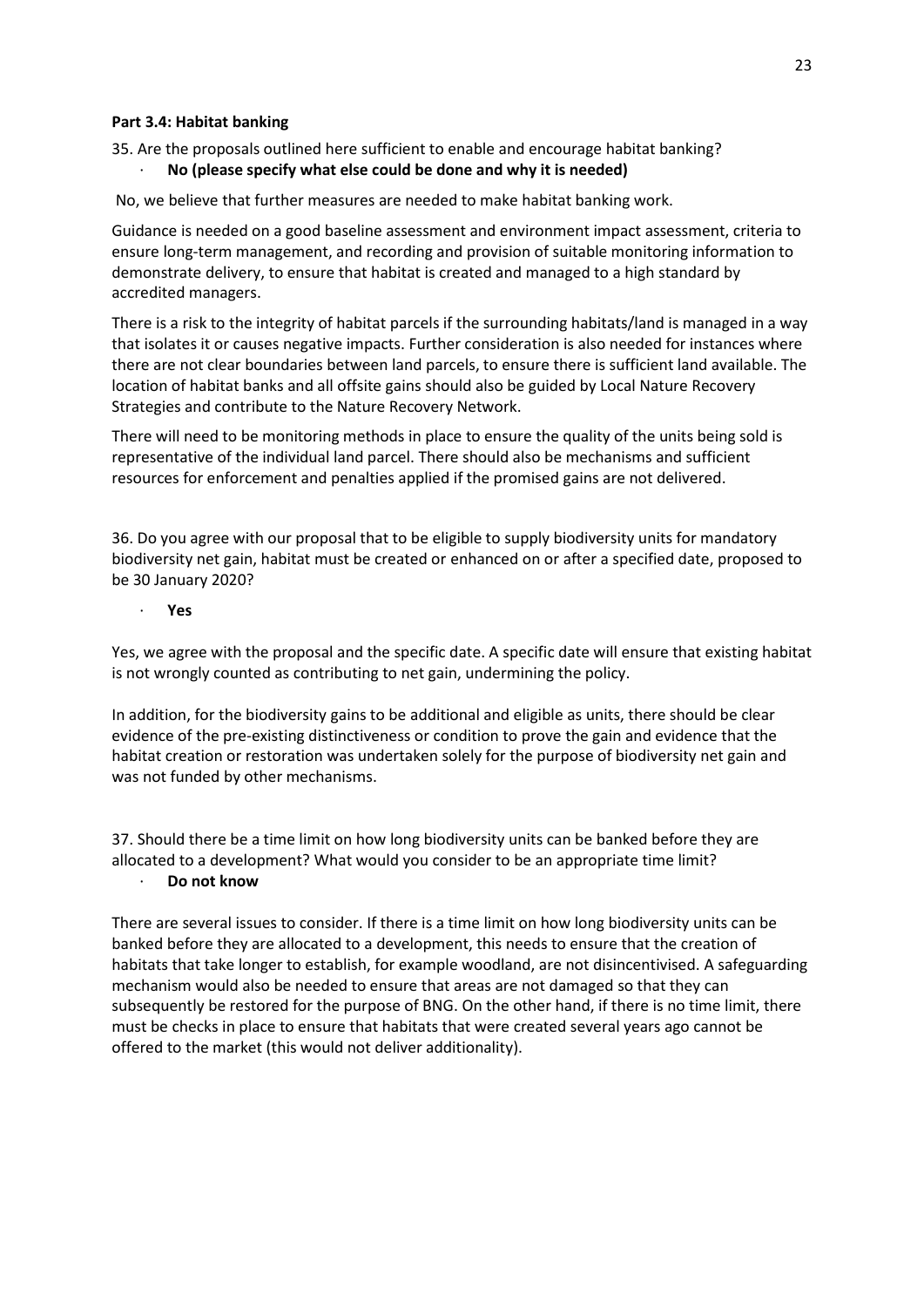**Part 3.4: Habitat banking**

35. Are the proposals outlined here sufficient to enable and encourage habitat banking?

- **No (please specify what else could be done and why it is needed)**

No, we believe that further measures are needed to make habitat banking work.

Guidance is needed on a good baseline assessment and environment impact assessment, criteria to ensure long-term management, and recording and provision of suitable monitoring information to demonstrate delivery, to ensure that habitat is created and managed to a high standard by accredited managers.

There is a risk to the integrity of habitat parcels if the surrounding habitats/land is managed in a way that isolates it or causes negative impacts. Further consideration is also needed for instances where there are not clear boundaries between land parcels, to ensure there is sufficient land available. The location of habitat banks and all offsite gains should also be guided by Local Nature Recovery Strategies and contribute to the Nature Recovery Network.

There will need to be monitoring methods in place to ensure the quality of the units being sold is representative of the individual land parcel. There should also be mechanisms and sufficient resources for enforcement and penalties applied if the promised gains are not delivered.

36. Do you agree with our proposal that to be eligible to supply biodiversity units for mandatory biodiversity net gain, habitat must be created or enhanced on or after a specified date, proposed to be 30 January 2020?

- **Yes**

Yes, we agree with the proposal and the specific date. A specific date will ensure that existing habitat is not wrongly counted as contributing to net gain, undermining the policy.

In addition, for the biodiversity gains to be additional and eligible as units, there should be clear evidence of the pre-existing distinctiveness or condition to prove the gain and evidence that the habitat creation or restoration was undertaken solely for the purpose of biodiversity net gain and was not funded by other mechanisms.

37. Should there be a time limit on how long biodiversity units can be banked before they are allocated to a development? What would you consider to be an appropriate time limit?

- **Do not know**

There are several issues to consider. If there is a time limit on how long biodiversity units can be banked before they are allocated to a development, this needs to ensure that the creation of habitats that take longer to establish, for example woodland, are not disincentivised. A safeguarding mechanism would also be needed to ensure that areas are not damaged so that they can subsequently be restored for the purpose of BNG. On the other hand, if there is no time limit, there must be checks in place to ensure that habitats that were created several years ago cannot be offered to the market (this would not deliver additionality).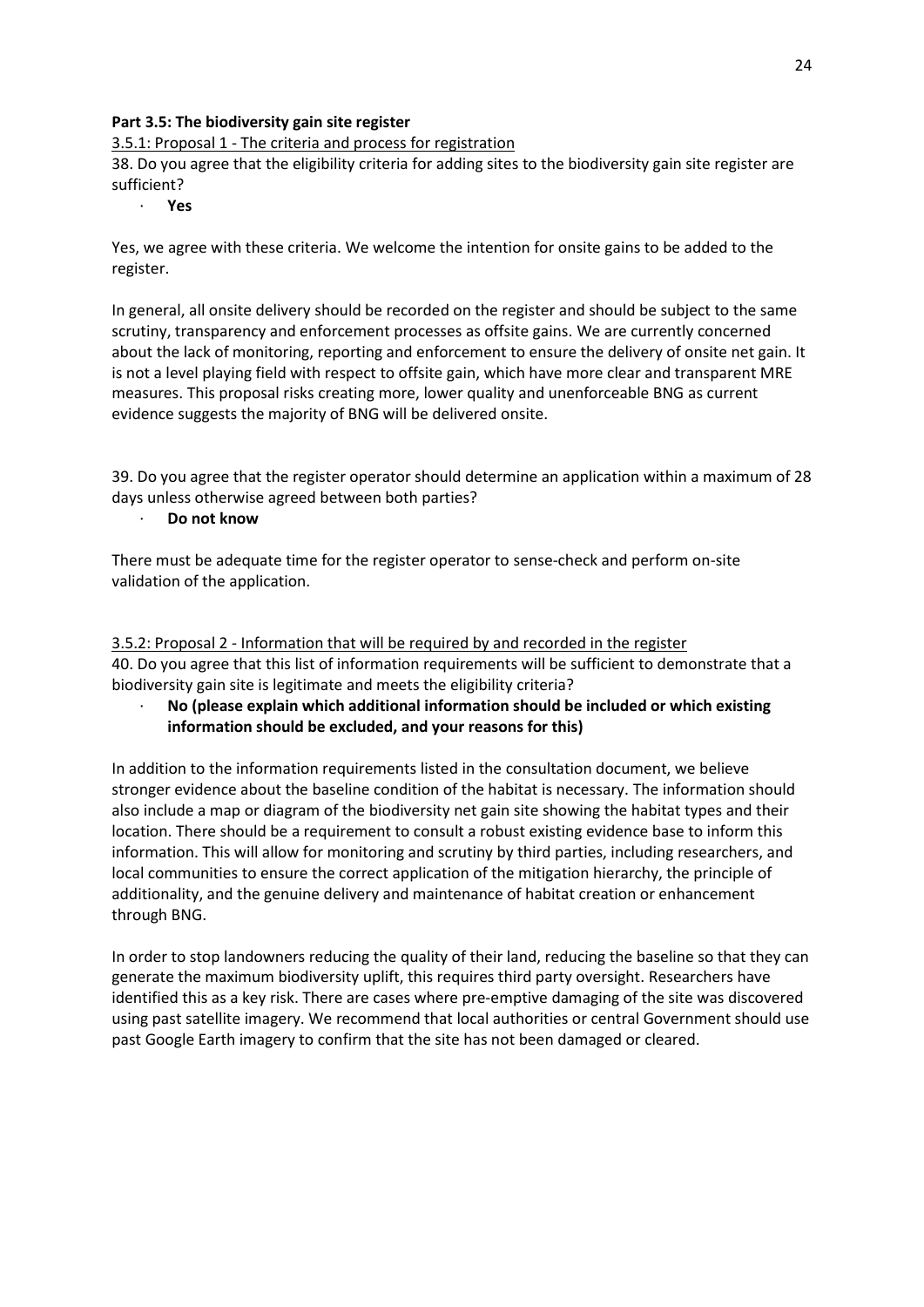**Part 3.5: The biodiversity gain site register**

3.5.1: Proposal 1 - The criteria and process for registration

38. Do you agree that the eligibility criteria for adding sites to the biodiversity gain site register are sufficient?

- **Yes**

Yes, we agree with these criteria. We welcome the intention for onsite gains to be added to the register.

In general, all onsite delivery should be recorded on the register and should be subject to the same scrutiny, transparency and enforcement processes as offsite gains. We are currently concerned about the lack of monitoring, reporting and enforcement to ensure the delivery of onsite net gain. It is not a level playing field with respect to offsite gain, which have more clear and transparent MRE measures. This proposal risks creating more, lower quality and unenforceable BNG as current evidence suggests the majority of BNG will be delivered onsite.

39. Do you agree that the register operator should determine an application within a maximum of 28 days unless otherwise agreed between both parties?

- **Do not know**

There must be adequate time for the register operator to sense-check and perform on-site validation of the application.

3.5.2: Proposal 2 - Information that will be required by and recorded in the register

40. Do you agree that this list of information requirements will be sufficient to demonstrate that a biodiversity gain site is legitimate and meets the eligibility criteria?

- **No (please explain which additional information should be included or which existing information should be excluded, and your reasons for this)**

In addition to the information requirements listed in the consultation document, we believe stronger evidence about the baseline condition of the habitat is necessary. The information should also include a map or diagram of the biodiversity net gain site showing the habitat types and their location. There should be a requirement to consult a robust existing evidence base to inform this information. This will allow for monitoring and scrutiny by third parties, including researchers, and local communities to ensure the correct application of the mitigation hierarchy, the principle of additionality, and the genuine delivery and maintenance of habitat creation or enhancement through BNG.

In order to stop landowners reducing the quality of their land, reducing the baseline so that they can generate the maximum biodiversity uplift, this requires third party oversight. Researchers have identified this as a key risk. There are cases where pre-emptive damaging of the site was discovered using past satellite imagery. We recommend that local authorities or central Government should use past Google Earth imagery to confirm that the site has not been damaged or cleared.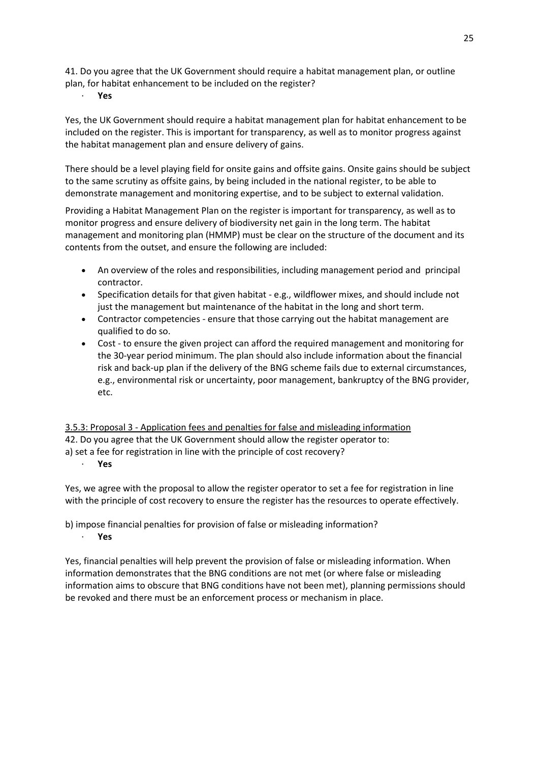41. Do you agree that the UK Government should require a habitat management plan, or outline plan, for habitat enhancement to be included on the register?

- **Yes**

Yes, the UK Government should require a habitat management plan for habitat enhancement to be included on the register. This is important for transparency, as well as to monitor progress against the habitat management plan and ensure delivery of gains.

There should be a level playing field for onsite gains and offsite gains. Onsite gains should be subject to the same scrutiny as offsite gains, by being included in the national register, to be able to demonstrate management and monitoring expertise, and to be subject to external validation.

Providing a Habitat Management Plan on the register is important for transparency, as well as to monitor progress and ensure delivery of biodiversity net gain in the long term. The habitat management and monitoring plan (HMMP) must be clear on the structure of the document and its contents from the outset, and ensure the following are included:

- An overview of the roles and responsibilities, including management period and principal contractor.
- Specification details for that given habitat - e.g., wildflower mixes, and should include not just the management but maintenance of the habitat in the long and short term.
- Contractor competencies - ensure that those carrying out the habitat management are qualified to do so.
- Cost - to ensure the given project can afford the required management and monitoring for the 30-year period minimum. The plan should also include information about the financial risk and back-up plan if the delivery of the BNG scheme fails due to external circumstances, e.g., environmental risk or uncertainty, poor management, bankruptcy of the BNG provider, etc.

<u>3.5.3: Proposal 3 - Application fees and penalties for false and misleading information</u>

42. Do you agree that the UK Government should allow the register operator to:

a) set a fee for registration in line with the principle of cost recovery?

- **Yes**

Yes, we agree with the proposal to allow the register operator to set a fee for registration in line with the principle of cost recovery to ensure the register has the resources to operate effectively.

b) impose financial penalties for provision of false or misleading information?

- **Yes**

Yes, financial penalties will help prevent the provision of false or misleading information. When information demonstrates that the BNG conditions are not met (or where false or misleading information aims to obscure that BNG conditions have not been met), planning permissions should be revoked and there must be an enforcement process or mechanism in place.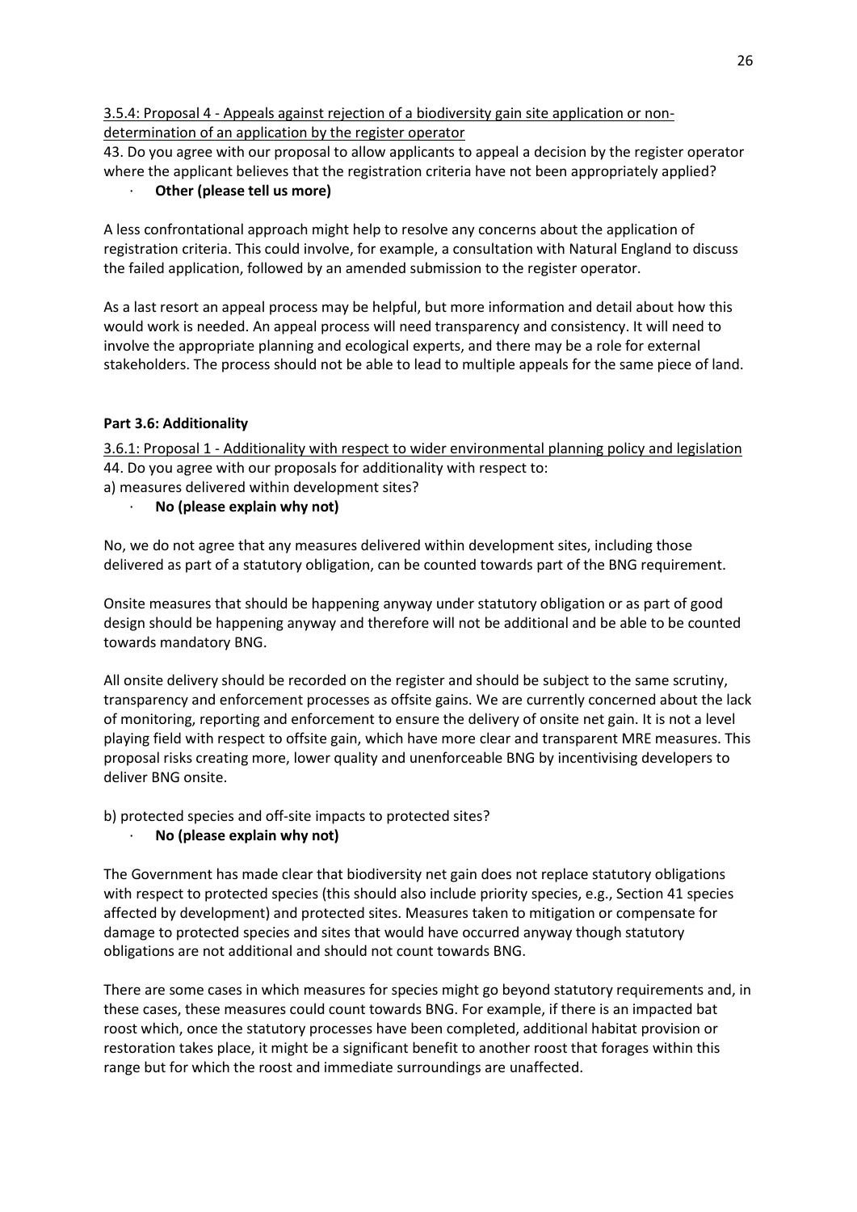3.5.4: Proposal 4 - Appeals against rejection of a biodiversity gain site application or non-determination of an application by the register operator

43. Do you agree with our proposal to allow applicants to appeal a decision by the register operator where the applicant believes that the registration criteria have not been appropriately applied?

- **Other (please tell us more)**

A less confrontational approach might help to resolve any concerns about the application of registration criteria. This could involve, for example, a consultation with Natural England to discuss the failed application, followed by an amended submission to the register operator.

As a last resort an appeal process may be helpful, but more information and detail about how this would work is needed. An appeal process will need transparency and consistency. It will need to involve the appropriate planning and ecological experts, and there may be a role for external stakeholders. The process should not be able to lead to multiple appeals for the same piece of land.

**Part 3.6: Additionality**

3.6.1: Proposal 1 - Additionality with respect to wider environmental planning policy and legislation

44. Do you agree with our proposals for additionality with respect to:

a) measures delivered within development sites?

- **No (please explain why not)**

No, we do not agree that any measures delivered within development sites, including those delivered as part of a statutory obligation, can be counted towards part of the BNG requirement.

Onsite measures that should be happening anyway under statutory obligation or as part of good design should be happening anyway and therefore will not be additional and be able to be counted towards mandatory BNG.

All onsite delivery should be recorded on the register and should be subject to the same scrutiny, transparency and enforcement processes as offsite gains. We are currently concerned about the lack of monitoring, reporting and enforcement to ensure the delivery of onsite net gain. It is not a level playing field with respect to offsite gain, which have more clear and transparent MRE measures. This proposal risks creating more, lower quality and unenforceable BNG by incentivising developers to deliver BNG onsite.

b) protected species and off-site impacts to protected sites?

- **No (please explain why not)**

The Government has made clear that biodiversity net gain does not replace statutory obligations with respect to protected species (this should also include priority species, e.g., Section 41 species affected by development) and protected sites. Measures taken to mitigation or compensate for damage to protected species and sites that would have occurred anyway though statutory obligations are not additional and should not count towards BNG.

There are some cases in which measures for species might go beyond statutory requirements and, in these cases, these measures could count towards BNG. For example, if there is an impacted bat roost which, once the statutory processes have been completed, additional habitat provision or restoration takes place, it might be a significant benefit to another roost that forages within this range but for which the roost and immediate surroundings are unaffected.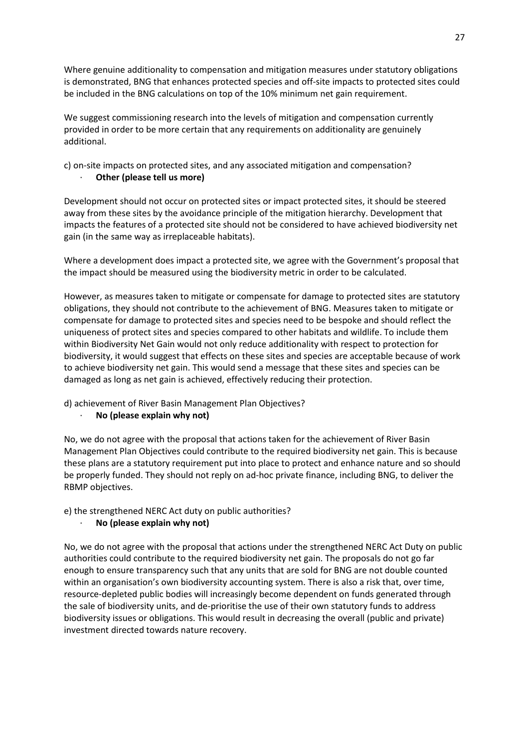Where genuine additionality to compensation and mitigation measures under statutory obligations is demonstrated, BNG that enhances protected species and off-site impacts to protected sites could be included in the BNG calculations on top of the 10% minimum net gain requirement.

We suggest commissioning research into the levels of mitigation and compensation currently provided in order to be more certain that any requirements on additionality are genuinely additional.

c) on-site impacts on protected sites, and any associated mitigation and compensation?

- **Other (please tell us more)**

Development should not occur on protected sites or impact protected sites, it should be steered away from these sites by the avoidance principle of the mitigation hierarchy. Development that impacts the features of a protected site should not be considered to have achieved biodiversity net gain (in the same way as irreplaceable habitats).

Where a development does impact a protected site, we agree with the Government's proposal that the impact should be measured using the biodiversity metric in order to be calculated.

However, as measures taken to mitigate or compensate for damage to protected sites are statutory obligations, they should not contribute to the achievement of BNG. Measures taken to mitigate or compensate for damage to protected sites and species need to be bespoke and should reflect the uniqueness of protect sites and species compared to other habitats and wildlife. To include them within Biodiversity Net Gain would not only reduce additionality with respect to protection for biodiversity, it would suggest that effects on these sites and species are acceptable because of work to achieve biodiversity net gain. This would send a message that these sites and species can be damaged as long as net gain is achieved, effectively reducing their protection.

d) achievement of River Basin Management Plan Objectives?

- **No (please explain why not)**

No, we do not agree with the proposal that actions taken for the achievement of River Basin Management Plan Objectives could contribute to the required biodiversity net gain. This is because these plans are a statutory requirement put into place to protect and enhance nature and so should be properly funded. They should not reply on ad-hoc private finance, including BNG, to deliver the RBMP objectives.

e) the strengthened NERC Act duty on public authorities?

- **No (please explain why not)**

No, we do not agree with the proposal that actions under the strengthened NERC Act Duty on public authorities could contribute to the required biodiversity net gain. The proposals do not go far enough to ensure transparency such that any units that are sold for BNG are not double counted within an organisation's own biodiversity accounting system. There is also a risk that, over time, resource-depleted public bodies will increasingly become dependent on funds generated through the sale of biodiversity units, and de-prioritise the use of their own statutory funds to address biodiversity issues or obligations. This would result in decreasing the overall (public and private) investment directed towards nature recovery.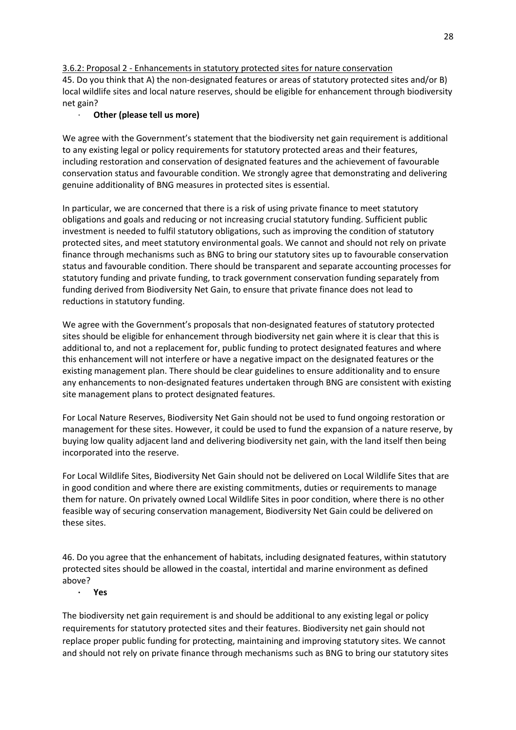3.6.2: Proposal 2 - Enhancements in statutory protected sites for nature conservation

45. Do you think that A) the non-designated features or areas of statutory protected sites and/or B) local wildlife sites and local nature reserves, should be eligible for enhancement through biodiversity net gain?

- **Other (please tell us more)**

We agree with the Government's statement that the biodiversity net gain requirement is additional to any existing legal or policy requirements for statutory protected areas and their features, including restoration and conservation of designated features and the achievement of favourable conservation status and favourable condition. We strongly agree that demonstrating and delivering genuine additionality of BNG measures in protected sites is essential.

In particular, we are concerned that there is a risk of using private finance to meet statutory obligations and goals and reducing or not increasing crucial statutory funding. Sufficient public investment is needed to fulfil statutory obligations, such as improving the condition of statutory protected sites, and meet statutory environmental goals. We cannot and should not rely on private finance through mechanisms such as BNG to bring our statutory sites up to favourable conservation status and favourable condition. There should be transparent and separate accounting processes for statutory funding and private funding, to track government conservation funding separately from funding derived from Biodiversity Net Gain, to ensure that private finance does not lead to reductions in statutory funding.

We agree with the Government's proposals that non-designated features of statutory protected sites should be eligible for enhancement through biodiversity net gain where it is clear that this is additional to, and not a replacement for, public funding to protect designated features and where this enhancement will not interfere or have a negative impact on the designated features or the existing management plan. There should be clear guidelines to ensure additionality and to ensure any enhancements to non-designated features undertaken through BNG are consistent with existing site management plans to protect designated features.

For Local Nature Reserves, Biodiversity Net Gain should not be used to fund ongoing restoration or management for these sites. However, it could be used to fund the expansion of a nature reserve, by buying low quality adjacent land and delivering biodiversity net gain, with the land itself then being incorporated into the reserve.

For Local Wildlife Sites, Biodiversity Net Gain should not be delivered on Local Wildlife Sites that are in good condition and where there are existing commitments, duties or requirements to manage them for nature. On privately owned Local Wildlife Sites in poor condition, where there is no other feasible way of securing conservation management, Biodiversity Net Gain could be delivered on these sites.

46. Do you agree that the enhancement of habitats, including designated features, within statutory protected sites should be allowed in the coastal, intertidal and marine environment as defined above?

- **Yes**

The biodiversity net gain requirement is and should be additional to any existing legal or policy requirements for statutory protected sites and their features. Biodiversity net gain should not replace proper public funding for protecting, maintaining and improving statutory sites. We cannot and should not rely on private finance through mechanisms such as BNG to bring our statutory sites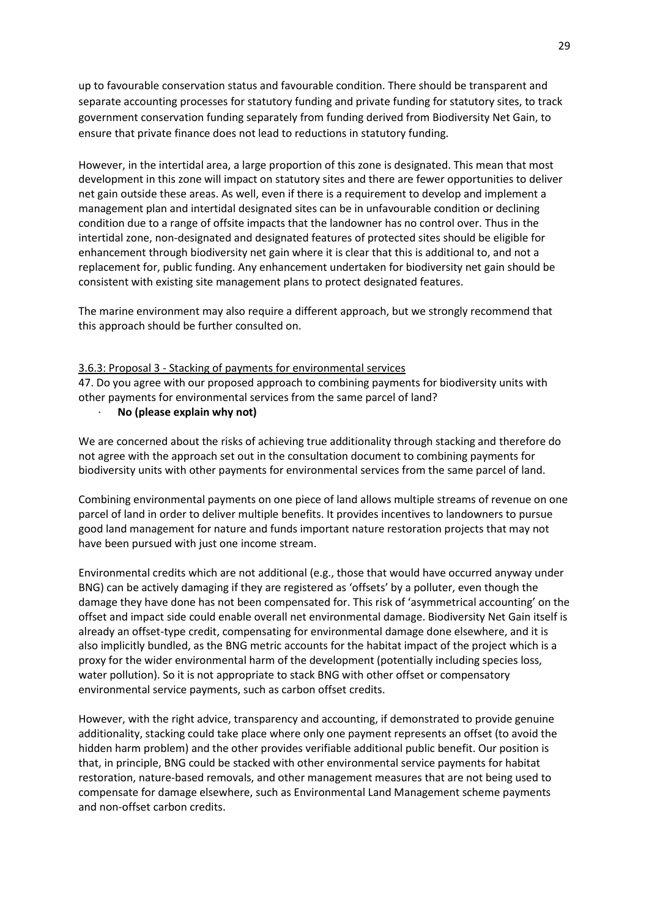up to favourable conservation status and favourable condition. There should be transparent and separate accounting processes for statutory funding and private funding for statutory sites, to track government conservation funding separately from funding derived from Biodiversity Net Gain, to ensure that private finance does not lead to reductions in statutory funding.

However, in the intertidal area, a large proportion of this zone is designated. This mean that most development in this zone will impact on statutory sites and there are fewer opportunities to deliver net gain outside these areas. As well, even if there is a requirement to develop and implement a management plan and intertidal designated sites can be in unfavourable condition or declining condition due to a range of offsite impacts that the landowner has no control over. Thus in the intertidal zone, non-designated and designated features of protected sites should be eligible for enhancement through biodiversity net gain where it is clear that this is additional to, and not a replacement for, public funding. Any enhancement undertaken for biodiversity net gain should be consistent with existing site management plans to protect designated features.

The marine environment may also require a different approach, but we strongly recommend that this approach should be further consulted on.

3.6.3: Proposal 3 - Stacking of payments for environmental services

47. Do you agree with our proposed approach to combining payments for biodiversity units with other payments for environmental services from the same parcel of land?

- **No (please explain why not)**

We are concerned about the risks of achieving true additionality through stacking and therefore do not agree with the approach set out in the consultation document to combining payments for biodiversity units with other payments for environmental services from the same parcel of land.

Combining environmental payments on one piece of land allows multiple streams of revenue on one parcel of land in order to deliver multiple benefits. It provides incentives to landowners to pursue good land management for nature and funds important nature restoration projects that may not have been pursued with just one income stream.

Environmental credits which are not additional (e.g., those that would have occurred anyway under BNG) can be actively damaging if they are registered as 'offsets' by a polluter, even though the damage they have done has not been compensated for. This risk of 'asymmetrical accounting' on the offset and impact side could enable overall net environmental damage. Biodiversity Net Gain itself is already an offset-type credit, compensating for environmental damage done elsewhere, and it is also implicitly bundled, as the BNG metric accounts for the habitat impact of the project which is a proxy for the wider environmental harm of the development (potentially including species loss, water pollution). So it is not appropriate to stack BNG with other offset or compensatory environmental service payments, such as carbon offset credits.

However, with the right advice, transparency and accounting, if demonstrated to provide genuine additionality, stacking could take place where only one payment represents an offset (to avoid the hidden harm problem) and the other provides verifiable additional public benefit. Our position is that, in principle, BNG could be stacked with other environmental service payments for habitat restoration, nature-based removals, and other management measures that are not being used to compensate for damage elsewhere, such as Environmental Land Management scheme payments and non-offset carbon credits.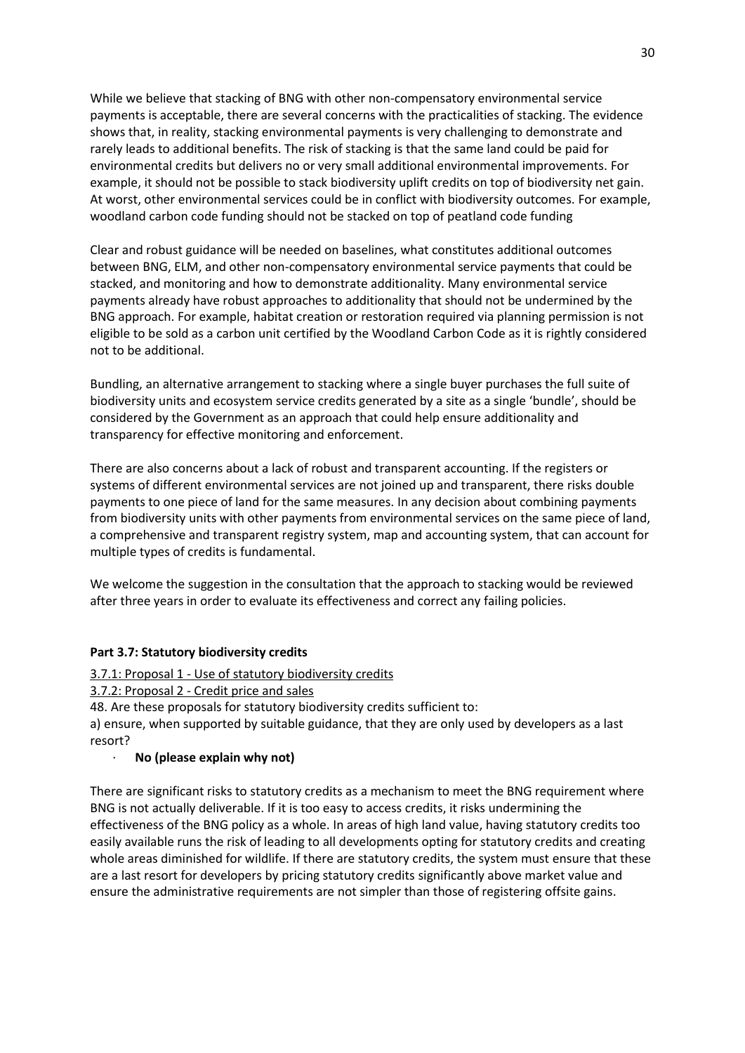While we believe that stacking of BNG with other non-compensatory environmental service payments is acceptable, there are several concerns with the practicalities of stacking. The evidence shows that, in reality, stacking environmental payments is very challenging to demonstrate and rarely leads to additional benefits. The risk of stacking is that the same land could be paid for environmental credits but delivers no or very small additional environmental improvements. For example, it should not be possible to stack biodiversity uplift credits on top of biodiversity net gain. At worst, other environmental services could be in conflict with biodiversity outcomes. For example, woodland carbon code funding should not be stacked on top of peatland code funding

Clear and robust guidance will be needed on baselines, what constitutes additional outcomes between BNG, ELM, and other non-compensatory environmental service payments that could be stacked, and monitoring and how to demonstrate additionality. Many environmental service payments already have robust approaches to additionality that should not be undermined by the BNG approach. For example, habitat creation or restoration required via planning permission is not eligible to be sold as a carbon unit certified by the Woodland Carbon Code as it is rightly considered not to be additional.

Bundling, an alternative arrangement to stacking where a single buyer purchases the full suite of biodiversity units and ecosystem service credits generated by a site as a single 'bundle', should be considered by the Government as an approach that could help ensure additionality and transparency for effective monitoring and enforcement.

There are also concerns about a lack of robust and transparent accounting. If the registers or systems of different environmental services are not joined up and transparent, there risks double payments to one piece of land for the same measures. In any decision about combining payments from biodiversity units with other payments from environmental services on the same piece of land, a comprehensive and transparent registry system, map and accounting system, that can account for multiple types of credits is fundamental.

We welcome the suggestion in the consultation that the approach to stacking would be reviewed after three years in order to evaluate its effectiveness and correct any failing policies.

**Part 3.7: Statutory biodiversity credits**

3.7.1: Proposal 1 - Use of statutory biodiversity credits

3.7.2: Proposal 2 - Credit price and sales

48. Are these proposals for statutory biodiversity credits sufficient to:

a) ensure, when supported by suitable guidance, that they are only used by developers as a last resort?

- **No (please explain why not)**

There are significant risks to statutory credits as a mechanism to meet the BNG requirement where BNG is not actually deliverable. If it is too easy to access credits, it risks undermining the effectiveness of the BNG policy as a whole. In areas of high land value, having statutory credits too easily available runs the risk of leading to all developments opting for statutory credits and creating whole areas diminished for wildlife. If there are statutory credits, the system must ensure that these are a last resort for developers by pricing statutory credits significantly above market value and ensure the administrative requirements are not simpler than those of registering offsite gains.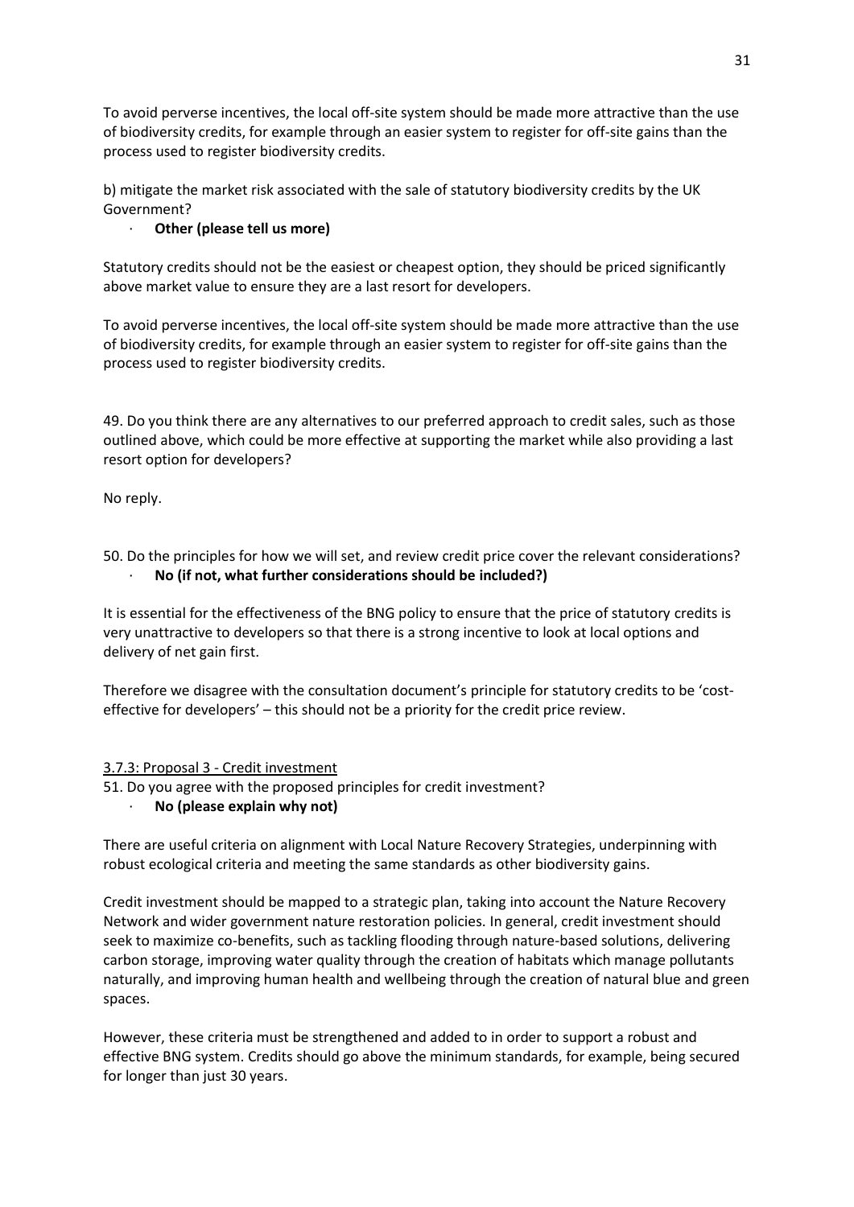To avoid perverse incentives, the local off-site system should be made more attractive than the use of biodiversity credits, for example through an easier system to register for off-site gains than the process used to register biodiversity credits.

b) mitigate the market risk associated with the sale of statutory biodiversity credits by the UK Government?

· **Other (please tell us more)**

Statutory credits should not be the easiest or cheapest option, they should be priced significantly above market value to ensure they are a last resort for developers.

To avoid perverse incentives, the local off-site system should be made more attractive than the use of biodiversity credits, for example through an easier system to register for off-site gains than the process used to register biodiversity credits.

49. Do you think there are any alternatives to our preferred approach to credit sales, such as those outlined above, which could be more effective at supporting the market while also providing a last resort option for developers?

No reply.

50. Do the principles for how we will set, and review credit price cover the relevant considerations?

· **No (if not, what further considerations should be included?)**

It is essential for the effectiveness of the BNG policy to ensure that the price of statutory credits is very unattractive to developers so that there is a strong incentive to look at local options and delivery of net gain first.

Therefore we disagree with the consultation document's principle for statutory credits to be 'cost-effective for developers' – this should not be a priority for the credit price review.

3.7.3: Proposal 3 - Credit investment

51. Do you agree with the proposed principles for credit investment?

· **No (please explain why not)**

There are useful criteria on alignment with Local Nature Recovery Strategies, underpinning with robust ecological criteria and meeting the same standards as other biodiversity gains.

Credit investment should be mapped to a strategic plan, taking into account the Nature Recovery Network and wider government nature restoration policies. In general, credit investment should seek to maximize co-benefits, such as tackling flooding through nature-based solutions, delivering carbon storage, improving water quality through the creation of habitats which manage pollutants naturally, and improving human health and wellbeing through the creation of natural blue and green spaces.

However, these criteria must be strengthened and added to in order to support a robust and effective BNG system. Credits should go above the minimum standards, for example, being secured for longer than just 30 years.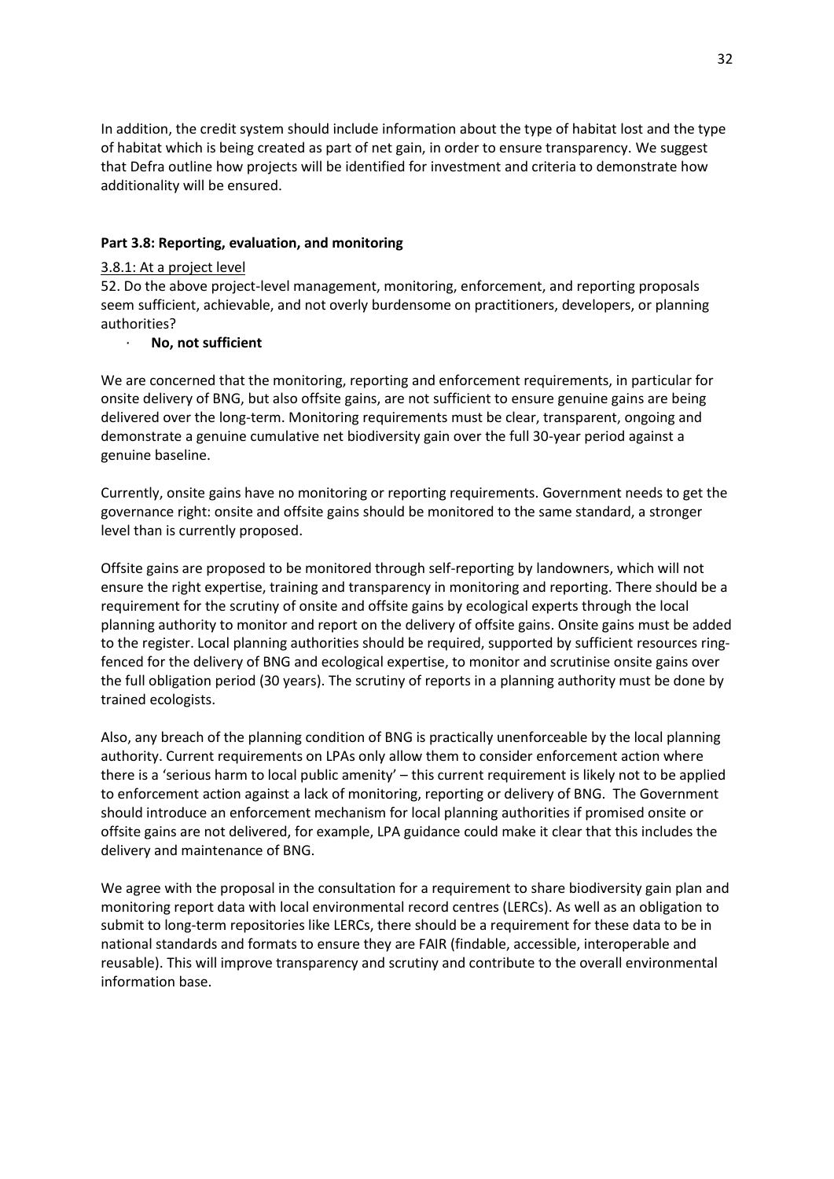In addition, the credit system should include information about the type of habitat lost and the type of habitat which is being created as part of net gain, in order to ensure transparency. We suggest that Defra outline how projects will be identified for investment and criteria to demonstrate how additionality will be ensured.

**Part 3.8: Reporting, evaluation, and monitoring**

3.8.1: At a project level

52. Do the above project-level management, monitoring, enforcement, and reporting proposals seem sufficient, achievable, and not overly burdensome on practitioners, developers, or planning authorities?

- **No, not sufficient**

We are concerned that the monitoring, reporting and enforcement requirements, in particular for onsite delivery of BNG, but also offsite gains, are not sufficient to ensure genuine gains are being delivered over the long-term. Monitoring requirements must be clear, transparent, ongoing and demonstrate a genuine cumulative net biodiversity gain over the full 30-year period against a genuine baseline.

Currently, onsite gains have no monitoring or reporting requirements. Government needs to get the governance right: onsite and offsite gains should be monitored to the same standard, a stronger level than is currently proposed.

Offsite gains are proposed to be monitored through self-reporting by landowners, which will not ensure the right expertise, training and transparency in monitoring and reporting. There should be a requirement for the scrutiny of onsite and offsite gains by ecological experts through the local planning authority to monitor and report on the delivery of offsite gains. Onsite gains must be added to the register. Local planning authorities should be required, supported by sufficient resources ring-fenced for the delivery of BNG and ecological expertise, to monitor and scrutinise onsite gains over the full obligation period (30 years). The scrutiny of reports in a planning authority must be done by trained ecologists.

Also, any breach of the planning condition of BNG is practically unenforceable by the local planning authority. Current requirements on LPAs only allow them to consider enforcement action where there is a 'serious harm to local public amenity' – this current requirement is likely not to be applied to enforcement action against a lack of monitoring, reporting or delivery of BNG. The Government should introduce an enforcement mechanism for local planning authorities if promised onsite or offsite gains are not delivered, for example, LPA guidance could make it clear that this includes the delivery and maintenance of BNG.

We agree with the proposal in the consultation for a requirement to share biodiversity gain plan and monitoring report data with local environmental record centres (LERCs). As well as an obligation to submit to long-term repositories like LERCs, there should be a requirement for these data to be in national standards and formats to ensure they are FAIR (findable, accessible, interoperable and reusable). This will improve transparency and scrutiny and contribute to the overall environmental information base.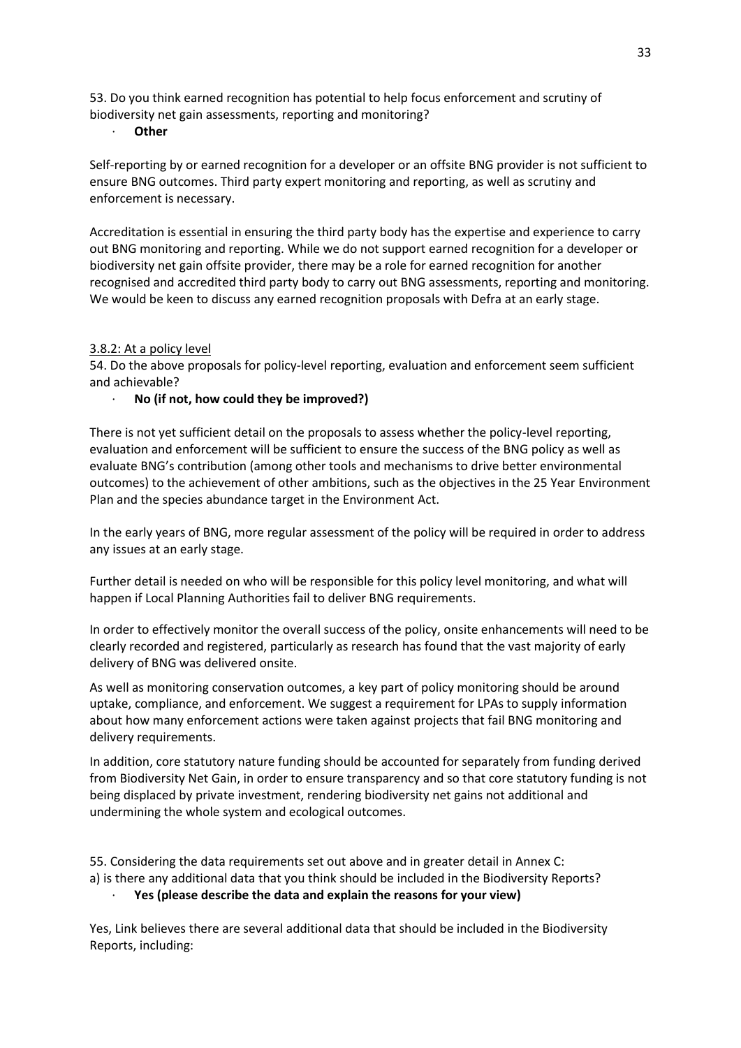53. Do you think earned recognition has potential to help focus enforcement and scrutiny of biodiversity net gain assessments, reporting and monitoring?

- **Other**

Self-reporting by or earned recognition for a developer or an offsite BNG provider is not sufficient to ensure BNG outcomes. Third party expert monitoring and reporting, as well as scrutiny and enforcement is necessary.

Accreditation is essential in ensuring the third party body has the expertise and experience to carry out BNG monitoring and reporting. While we do not support earned recognition for a developer or biodiversity net gain offsite provider, there may be a role for earned recognition for another recognised and accredited third party body to carry out BNG assessments, reporting and monitoring. We would be keen to discuss any earned recognition proposals with Defra at an early stage.

3.8.2: At a policy level

54. Do the above proposals for policy-level reporting, evaluation and enforcement seem sufficient and achievable?

- **No (if not, how could they be improved?)**

There is not yet sufficient detail on the proposals to assess whether the policy-level reporting, evaluation and enforcement will be sufficient to ensure the success of the BNG policy as well as evaluate BNG's contribution (among other tools and mechanisms to drive better environmental outcomes) to the achievement of other ambitions, such as the objectives in the 25 Year Environment Plan and the species abundance target in the Environment Act.

In the early years of BNG, more regular assessment of the policy will be required in order to address any issues at an early stage.

Further detail is needed on who will be responsible for this policy level monitoring, and what will happen if Local Planning Authorities fail to deliver BNG requirements.

In order to effectively monitor the overall success of the policy, onsite enhancements will need to be clearly recorded and registered, particularly as research has found that the vast majority of early delivery of BNG was delivered onsite.

As well as monitoring conservation outcomes, a key part of policy monitoring should be around uptake, compliance, and enforcement. We suggest a requirement for LPAs to supply information about how many enforcement actions were taken against projects that fail BNG monitoring and delivery requirements.

In addition, core statutory nature funding should be accounted for separately from funding derived from Biodiversity Net Gain, in order to ensure transparency and so that core statutory funding is not being displaced by private investment, rendering biodiversity net gains not additional and undermining the whole system and ecological outcomes.

55. Considering the data requirements set out above and in greater detail in Annex C:

a) is there any additional data that you think should be included in the Biodiversity Reports?

- **Yes (please describe the data and explain the reasons for your view)**

Yes, Link believes there are several additional data that should be included in the Biodiversity Reports, including: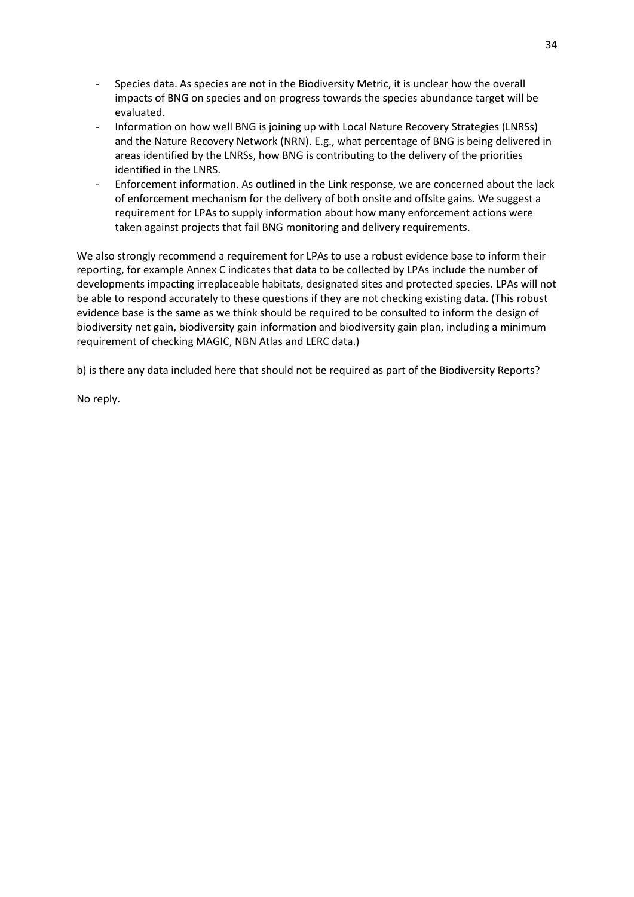- Species data. As species are not in the Biodiversity Metric, it is unclear how the overall impacts of BNG on species and on progress towards the species abundance target will be evaluated.
- Information on how well BNG is joining up with Local Nature Recovery Strategies (LNRSs) and the Nature Recovery Network (NRN). E.g., what percentage of BNG is being delivered in areas identified by the LNRSs, how BNG is contributing to the delivery of the priorities identified in the LNRS.
- Enforcement information. As outlined in the Link response, we are concerned about the lack of enforcement mechanism for the delivery of both onsite and offsite gains. We suggest a requirement for LPAs to supply information about how many enforcement actions were taken against projects that fail BNG monitoring and delivery requirements.

We also strongly recommend a requirement for LPAs to use a robust evidence base to inform their reporting, for example Annex C indicates that data to be collected by LPAs include the number of developments impacting irreplaceable habitats, designated sites and protected species. LPAs will not be able to respond accurately to these questions if they are not checking existing data. (This robust evidence base is the same as we think should be required to be consulted to inform the design of biodiversity net gain, biodiversity gain information and biodiversity gain plan, including a minimum requirement of checking MAGIC, NBN Atlas and LERC data.)

b) is there any data included here that should not be required as part of the Biodiversity Reports?

No reply.